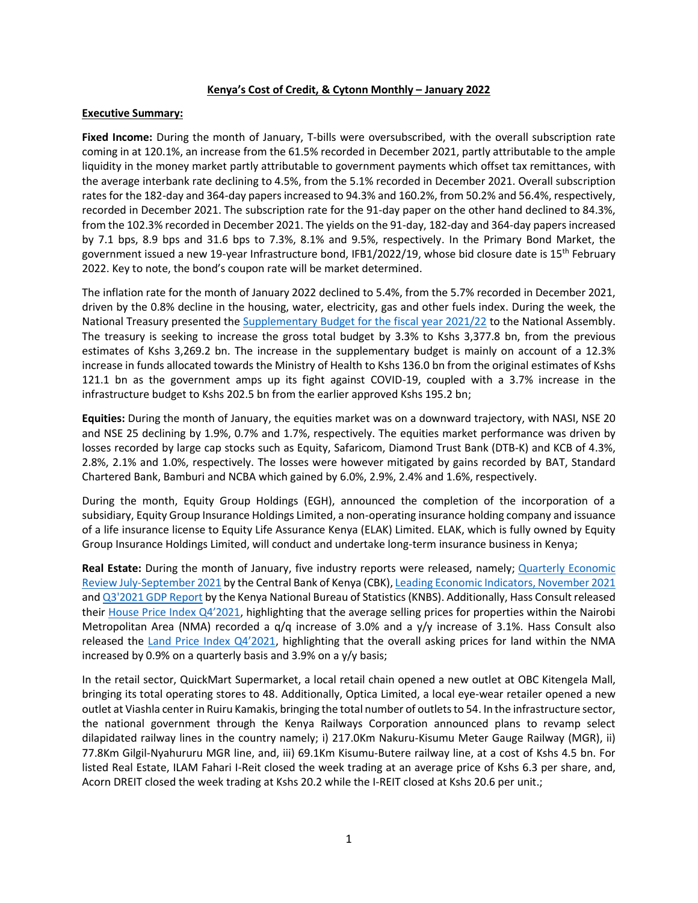**Kenya's Cost of Credit, & Cytonn Monthly – January 2022**

**Executive Summary:**

**Fixed Income:** During the month of January, T-bills were oversubscribed, with the overall subscription rate coming in at 120.1%, an increase from the 61.5% recorded in December 2021, partly attributable to the ample liquidity in the money market partly attributable to government payments which offset tax remittances, with the average interbank rate declining to 4.5%, from the 5.1% recorded in December 2021. Overall subscription rates for the 182-day and 364-day papers increased to 94.3% and 160.2%, from 50.2% and 56.4%, respectively, recorded in December 2021. The subscription rate for the 91-day paper on the other hand declined to 84.3%, from the 102.3% recorded in December 2021. The yields on the 91-day, 182-day and 364-day papers increased by 7.1 bps, 8.9 bps and 31.6 bps to 7.3%, 8.1% and 9.5%, respectively. In the Primary Bond Market, the government issued a new 19-year Infrastructure bond, IFB1/2022/19, whose bid closure date is 15th February 2022. Key to note, the bond's coupon rate will be market determined.

The inflation rate for the month of January 2022 declined to 5.4%, from the 5.7% recorded in December 2021, driven by the 0.8% decline in the housing, water, electricity, gas and other fuels index. During the week, the National Treasury presented the Supplementary Budget for the fiscal year 2021/22 to the National Assembly. The treasury is seeking to increase the gross total budget by 3.3% to Kshs 3,377.8 bn, from the previous estimates of Kshs 3,269.2 bn. The increase in the supplementary budget is mainly on account of a 12.3% increase in funds allocated towards the Ministry of Health to Kshs 136.0 bn from the original estimates of Kshs 121.1 bn as the government amps up its fight against COVID-19, coupled with a 3.7% increase in the infrastructure budget to Kshs 202.5 bn from the earlier approved Kshs 195.2 bn;

**Equities:** During the month of January, the equities market was on a downward trajectory, with NASI, NSE 20 and NSE 25 declining by 1.9%, 0.7% and 1.7%, respectively. The equities market performance was driven by losses recorded by large cap stocks such as Equity, Safaricom, Diamond Trust Bank (DTB-K) and KCB of 4.3%, 2.8%, 2.1% and 1.0%, respectively. The losses were however mitigated by gains recorded by BAT, Standard Chartered Bank, Bamburi and NCBA which gained by 6.0%, 2.9%, 2.4% and 1.6%, respectively.

During the month, Equity Group Holdings (EGH), announced the completion of the incorporation of a subsidiary, Equity Group Insurance Holdings Limited, a non-operating insurance holding company and issuance of a life insurance license to Equity Life Assurance Kenya (ELAK) Limited. ELAK, which is fully owned by Equity Group Insurance Holdings Limited, will conduct and undertake long-term insurance business in Kenya;

**Real Estate:** During the month of January, five industry reports were released, namely; Quarterly Economic Review July-September 2021 by the Central Bank of Kenya (CBK), Leading Economic Indicators, November 2021 and Q3'2021 GDP Report by the Kenya National Bureau of Statistics (KNBS). Additionally, Hass Consult released their House Price Index Q4'2021, highlighting that the average selling prices for properties within the Nairobi Metropolitan Area (NMA) recorded a q/q increase of 3.0% and a y/y increase of 3.1%. Hass Consult also released the Land Price Index Q4'2021, highlighting that the overall asking prices for land within the NMA increased by 0.9% on a quarterly basis and 3.9% on a y/y basis;

In the retail sector, QuickMart Supermarket, a local retail chain opened a new outlet at OBC Kitengela Mall, bringing its total operating stores to 48. Additionally, Optica Limited, a local eye-wear retailer opened a new outlet at Viashla center in Ruiru Kamakis, bringing the total number of outlets to 54. In the infrastructure sector, the national government through the Kenya Railways Corporation announced plans to revamp select dilapidated railway lines in the country namely; i) 217.0Km Nakuru-Kisumu Meter Gauge Railway (MGR), ii) 77.8Km Gilgil-Nyahururu MGR line, and, iii) 69.1Km Kisumu-Butere railway line, at a cost of Kshs 4.5 bn. For listed Real Estate, ILAM Fahari I-Reit closed the week trading at an average price of Kshs 6.3 per share, and, Acorn DREIT closed the week trading at Kshs 20.2 while the I-REIT closed at Kshs 20.6 per unit.;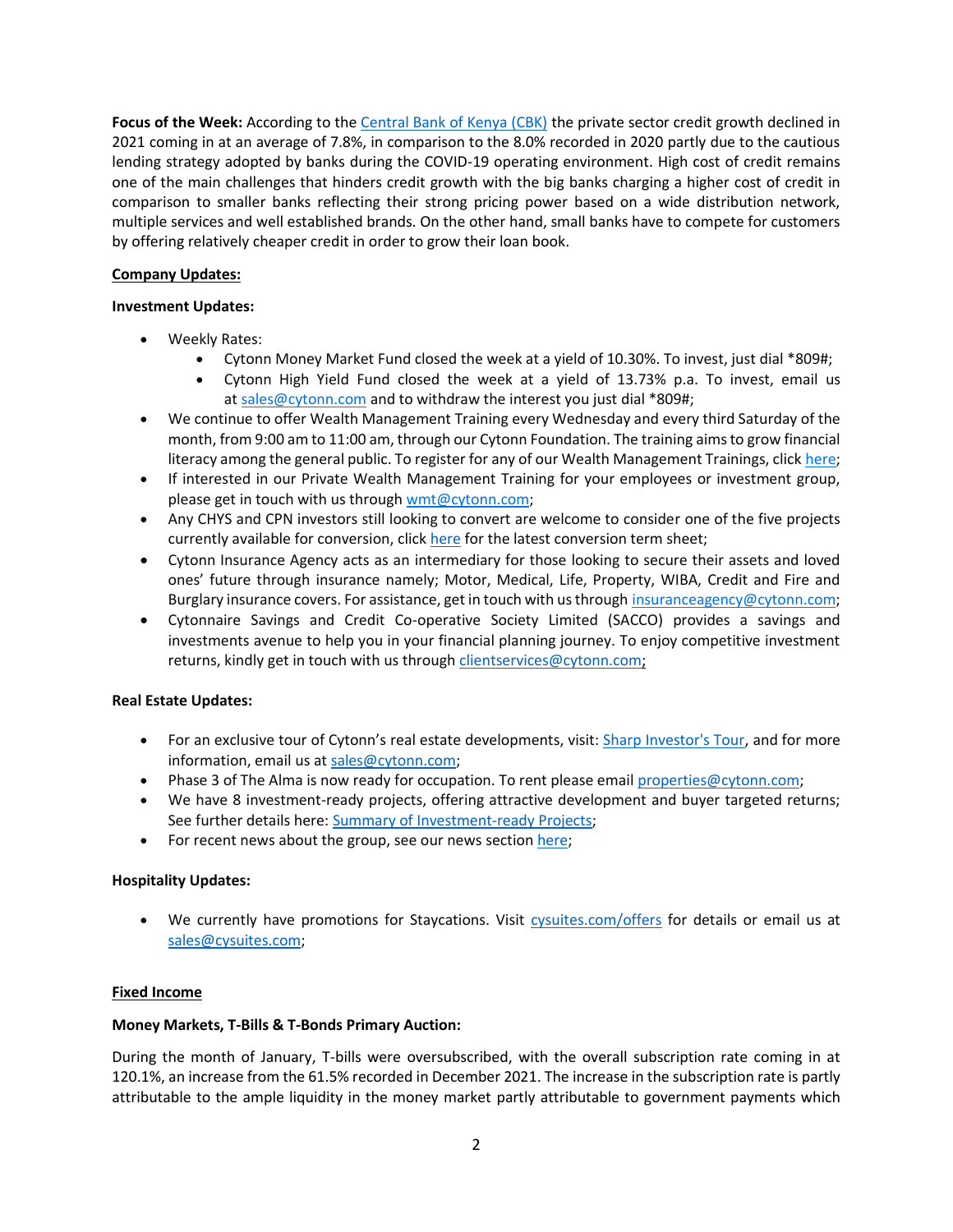**Focus of the Week:** According to the Central Bank of Kenya (CBK) the private sector credit growth declined in 2021 coming in at an average of 7.8%, in comparison to the 8.0% recorded in 2020 partly due to the cautious lending strategy adopted by banks during the COVID-19 operating environment. High cost of credit remains one of the main challenges that hinders credit growth with the big banks charging a higher cost of credit in comparison to smaller banks reflecting their strong pricing power based on a wide distribution network, multiple services and well established brands. On the other hand, small banks have to compete for customers by offering relatively cheaper credit in order to grow their loan book.

**Company Updates:**

**Investment Updates:**

- Weekly Rates:
  - Cytonn Money Market Fund closed the week at a yield of 10.30%. To invest, just dial *809#;
  - Cytonn High Yield Fund closed the week at a yield of 13.73% p.a. To invest, email us at sales@cytonn.com and to withdraw the interest you just dial *809#;
- We continue to offer Wealth Management Training every Wednesday and every third Saturday of the month, from 9:00 am to 11:00 am, through our Cytonn Foundation. The training aims to grow financial literacy among the general public. To register for any of our Wealth Management Trainings, click here;
- If interested in our Private Wealth Management Training for your employees or investment group, please get in touch with us through wmt@cytonn.com;
- Any CHYS and CPN investors still looking to convert are welcome to consider one of the five projects currently available for conversion, click here for the latest conversion term sheet;
- Cytonn Insurance Agency acts as an intermediary for those looking to secure their assets and loved ones' future through insurance namely; Motor, Medical, Life, Property, WIBA, Credit and Fire and Burglary insurance covers. For assistance, get in touch with us through insuranceagency@cytonn.com;
- Cytonnaire Savings and Credit Co-operative Society Limited (SACCO) provides a savings and investments avenue to help you in your financial planning journey. To enjoy competitive investment returns, kindly get in touch with us through clientservices@cytonn.com;

**Real Estate Updates:**

- For an exclusive tour of Cytonn's real estate developments, visit: Sharp Investor's Tour, and for more information, email us at sales@cytonn.com;
- Phase 3 of The Alma is now ready for occupation. To rent please email properties@cytonn.com;
- We have 8 investment-ready projects, offering attractive development and buyer targeted returns; See further details here: Summary of Investment-ready Projects;
- For recent news about the group, see our news section here;

**Hospitality Updates:**

- We currently have promotions for Staycations. Visit cysuites.com/offers for details or email us at sales@cysuites.com;

**Fixed Income**

**Money Markets, T-Bills & T-Bonds Primary Auction:**

During the month of January, T-bills were oversubscribed, with the overall subscription rate coming in at 120.1%, an increase from the 61.5% recorded in December 2021. The increase in the subscription rate is partly attributable to the ample liquidity in the money market partly attributable to government payments which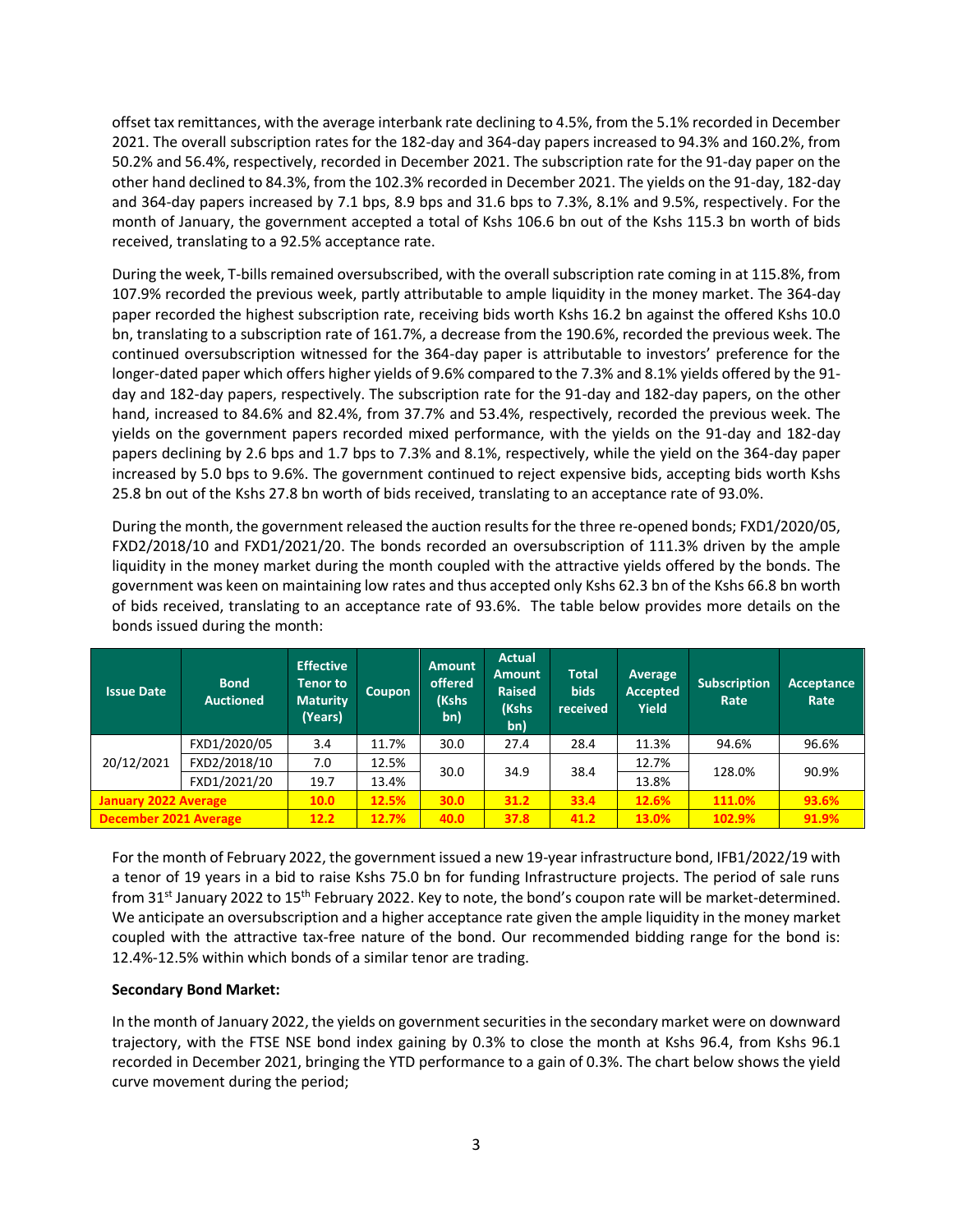offset tax remittances, with the average interbank rate declining to 4.5%, from the 5.1% recorded in December 2021. The overall subscription rates for the 182-day and 364-day papers increased to 94.3% and 160.2%, from 50.2% and 56.4%, respectively, recorded in December 2021. The subscription rate for the 91-day paper on the other hand declined to 84.3%, from the 102.3% recorded in December 2021. The yields on the 91-day, 182-day and 364-day papers increased by 7.1 bps, 8.9 bps and 31.6 bps to 7.3%, 8.1% and 9.5%, respectively. For the month of January, the government accepted a total of Kshs 106.6 bn out of the Kshs 115.3 bn worth of bids received, translating to a 92.5% acceptance rate.

During the week, T-bills remained oversubscribed, with the overall subscription rate coming in at 115.8%, from 107.9% recorded the previous week, partly attributable to ample liquidity in the money market. The 364-day paper recorded the highest subscription rate, receiving bids worth Kshs 16.2 bn against the offered Kshs 10.0 bn, translating to a subscription rate of 161.7%, a decrease from the 190.6%, recorded the previous week. The continued oversubscription witnessed for the 364-day paper is attributable to investors' preference for the longer-dated paper which offers higher yields of 9.6% compared to the 7.3% and 8.1% yields offered by the 91-day and 182-day papers, respectively. The subscription rate for the 91-day and 182-day papers, on the other hand, increased to 84.6% and 82.4%, from 37.7% and 53.4%, respectively, recorded the previous week. The yields on the government papers recorded mixed performance, with the yields on the 91-day and 182-day papers declining by 2.6 bps and 1.7 bps to 7.3% and 8.1%, respectively, while the yield on the 364-day paper increased by 5.0 bps to 9.6%. The government continued to reject expensive bids, accepting bids worth Kshs 25.8 bn out of the Kshs 27.8 bn worth of bids received, translating to an acceptance rate of 93.0%.

During the month, the government released the auction results for the three re-opened bonds; FXD1/2020/05, FXD2/2018/10 and FXD1/2021/20. The bonds recorded an oversubscription of 111.3% driven by the ample liquidity in the money market during the month coupled with the attractive yields offered by the bonds. The government was keen on maintaining low rates and thus accepted only Kshs 62.3 bn of the Kshs 66.8 bn worth of bids received, translating to an acceptance rate of 93.6%. The table below provides more details on the bonds issued during the month:

| Issue Date | Bond Auctioned | Effective Tenor to Maturity (Years) | Coupon | Amount offered (Kshs bn) | Actual Amount Raised (Kshs bn) | Total bids received | Average Accepted Yield | Subscription Rate | Acceptance Rate |
|---|---|---|---|---|---|---|---|---|---|
| 20/12/2021 | FXD1/2020/05 | 3.4 | 11.7% | 30.0 | 27.4 | 28.4 | 11.3% | 94.6% | 96.6% |
| | FXD2/2018/10 | 7.0 | 12.5% | 30.0 | 34.9 | 38.4 | 12.7% | 128.0% | 90.9% |
| | FXD1/2021/20 | 19.7 | 13.4% | | | | 13.8% | | |
| **January 2022 Average** | | **10.0** | **12.5%** | **30.0** | **31.2** | **33.4** | **12.6%** | **111.0%** | **93.6%** |
| **December 2021 Average** | | **12.2** | **12.7%** | **40.0** | **37.8** | **41.2** | **13.0%** | **102.9%** | **91.9%** |

For the month of February 2022, the government issued a new 19-year infrastructure bond, IFB1/2022/19 with a tenor of 19 years in a bid to raise Kshs 75.0 bn for funding Infrastructure projects. The period of sale runs from 31st January 2022 to 15th February 2022. Key to note, the bond's coupon rate will be market-determined. We anticipate an oversubscription and a higher acceptance rate given the ample liquidity in the money market coupled with the attractive tax-free nature of the bond. Our recommended bidding range for the bond is: 12.4%-12.5% within which bonds of a similar tenor are trading.

**Secondary Bond Market:**

In the month of January 2022, the yields on government securities in the secondary market were on downward trajectory, with the FTSE NSE bond index gaining by 0.3% to close the month at Kshs 96.4, from Kshs 96.1 recorded in December 2021, bringing the YTD performance to a gain of 0.3%. The chart below shows the yield curve movement during the period;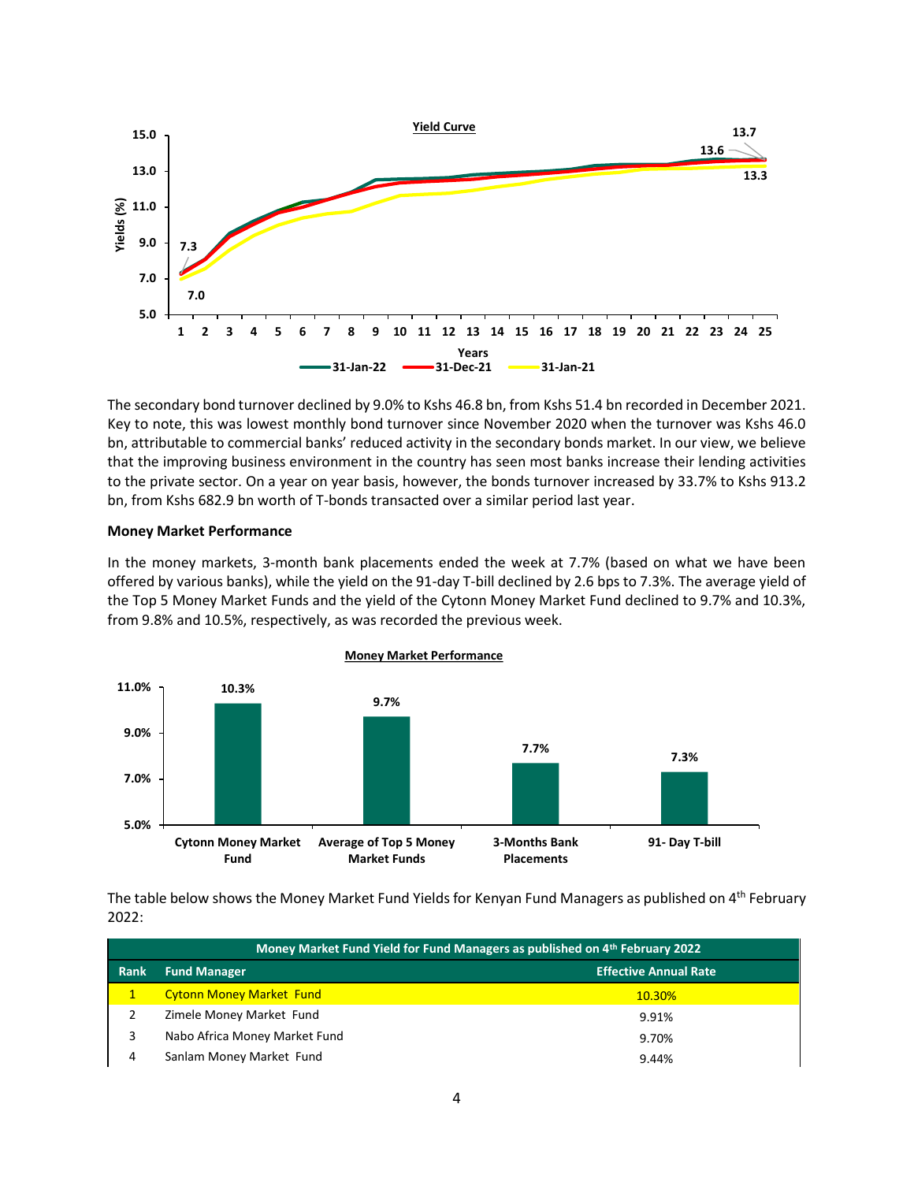**Yield Curve**

The secondary bond turnover declined by 9.0% to Kshs 46.8 bn, from Kshs 51.4 bn recorded in December 2021. Key to note, this was lowest monthly bond turnover since November 2020 when the turnover was Kshs 46.0 bn, attributable to commercial banks' reduced activity in the secondary bonds market. In our view, we believe that the improving business environment in the country has seen most banks increase their lending activities to the private sector. On a year on year basis, however, the bonds turnover increased by 33.7% to Kshs 913.2 bn, from Kshs 682.9 bn worth of T-bonds transacted over a similar period last year.

**Money Market Performance**

In the money markets, 3-month bank placements ended the week at 7.7% (based on what we have been offered by various banks), while the yield on the 91-day T-bill declined by 2.6 bps to 7.3%. The average yield of the Top 5 Money Market Funds and the yield of the Cytonn Money Market Fund declined to 9.7% and 10.3%, from 9.8% and 10.5%, respectively, as was recorded the previous week.

**Money Market Performance**

| Category | Yield |
|---|---|
| Cytonn Money Market Fund | 10.3% |
| Average of Top 5 Money Market Funds | 9.7% |
| 3-Months Bank Placements | 7.7% |
| 91- Day T-bill | 7.3% |

The table below shows the Money Market Fund Yields for Kenyan Fund Managers as published on 4th February 2022:

| Money Market Fund Yield for Fund Managers as published on 4th February 2022 | | |
|---|---|---|
| **Rank** | **Fund Manager** | **Effective Annual Rate** |
| 1 | Cytonn Money Market Fund | 10.30% |
| 2 | Zimele Money Market Fund | 9.91% |
| 3 | Nabo Africa Money Market Fund | 9.70% |
| 4 | Sanlam Money Market Fund | 9.44% |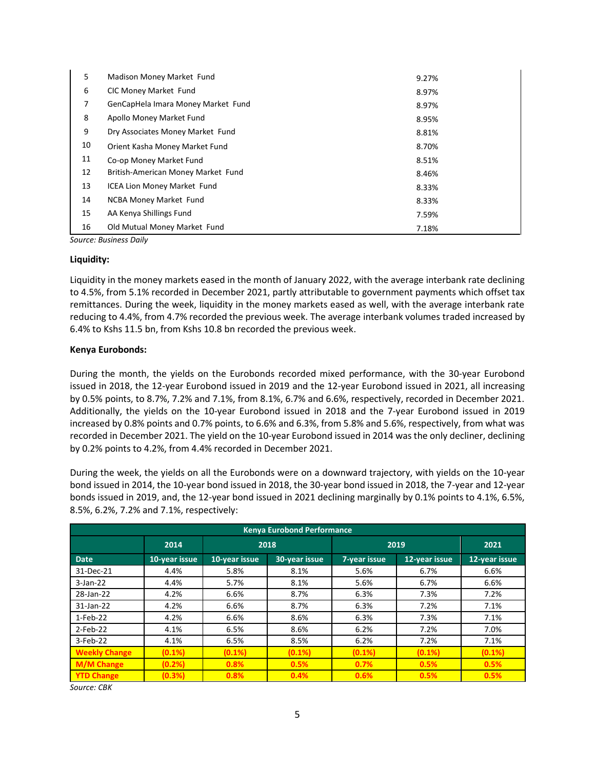| 5 | Madison Money Market Fund | 9.27% |
|---|---|---|
| 6 | CIC Money Market Fund | 8.97% |
| 7 | GenCapHela Imara Money Market Fund | 8.97% |
| 8 | Apollo Money Market Fund | 8.95% |
| 9 | Dry Associates Money Market Fund | 8.81% |
| 10 | Orient Kasha Money Market Fund | 8.70% |
| 11 | Co-op Money Market Fund | 8.51% |
| 12 | British-American Money Market Fund | 8.46% |
| 13 | ICEA Lion Money Market Fund | 8.33% |
| 14 | NCBA Money Market Fund | 8.33% |
| 15 | AA Kenya Shillings Fund | 7.59% |
| 16 | Old Mutual Money Market Fund | 7.18% |

*Source: Business Daily*

**Liquidity:**

Liquidity in the money markets eased in the month of January 2022, with the average interbank rate declining to 4.5%, from 5.1% recorded in December 2021, partly attributable to government payments which offset tax remittances. During the week, liquidity in the money markets eased as well, with the average interbank rate reducing to 4.4%, from 4.7% recorded the previous week. The average interbank volumes traded increased by 6.4% to Kshs 11.5 bn, from Kshs 10.8 bn recorded the previous week.

**Kenya Eurobonds:**

During the month, the yields on the Eurobonds recorded mixed performance, with the 30-year Eurobond issued in 2018, the 12-year Eurobond issued in 2019 and the 12-year Eurobond issued in 2021, all increasing by 0.5% points, to 8.7%, 7.2% and 7.1%, from 8.1%, 6.7% and 6.6%, respectively, recorded in December 2021. Additionally, the yields on the 10-year Eurobond issued in 2018 and the 7-year Eurobond issued in 2019 increased by 0.8% points and 0.7% points, to 6.6% and 6.3%, from 5.8% and 5.6%, respectively, from what was recorded in December 2021. The yield on the 10-year Eurobond issued in 2014 was the only decliner, declining by 0.2% points to 4.2%, from 4.4% recorded in December 2021.

During the week, the yields on all the Eurobonds were on a downward trajectory, with yields on the 10-year bond issued in 2014, the 10-year bond issued in 2018, the 30-year bond issued in 2018, the 7-year and 12-year bonds issued in 2019, and, the 12-year bond issued in 2021 declining marginally by 0.1% points to 4.1%, 6.5%, 8.5%, 6.2%, 7.2% and 7.1%, respectively:

| Kenya Eurobond Performance | | | | | | |
|---|---|---|---|---|---|---|
| | 2014 | 2018 | | 2019 | | 2021 |
| Date | 10-year issue | 10-year issue | 30-year issue | 7-year issue | 12-year issue | 12-year issue |
| 31-Dec-21 | 4.4% | 5.8% | 8.1% | 5.6% | 6.7% | 6.6% |
| 3-Jan-22 | 4.4% | 5.7% | 8.1% | 5.6% | 6.7% | 6.6% |
| 28-Jan-22 | 4.2% | 6.6% | 8.7% | 6.3% | 7.3% | 7.2% |
| 31-Jan-22 | 4.2% | 6.6% | 8.7% | 6.3% | 7.2% | 7.1% |
| 1-Feb-22 | 4.2% | 6.6% | 8.6% | 6.3% | 7.3% | 7.1% |
| 2-Feb-22 | 4.1% | 6.5% | 8.6% | 6.2% | 7.2% | 7.0% |
| 3-Feb-22 | 4.1% | 6.5% | 8.5% | 6.2% | 7.2% | 7.1% |
| **Weekly Change** | **(0.1%)** | **(0.1%)** | **(0.1%)** | **(0.1%)** | **(0.1%)** | **(0.1%)** |
| **M/M Change** | **(0.2%)** | **0.8%** | **0.5%** | **0.7%** | **0.5%** | **0.5%** |
| **YTD Change** | **(0.3%)** | **0.8%** | **0.4%** | **0.6%** | **0.5%** | **0.5%** |

*Source: CBK*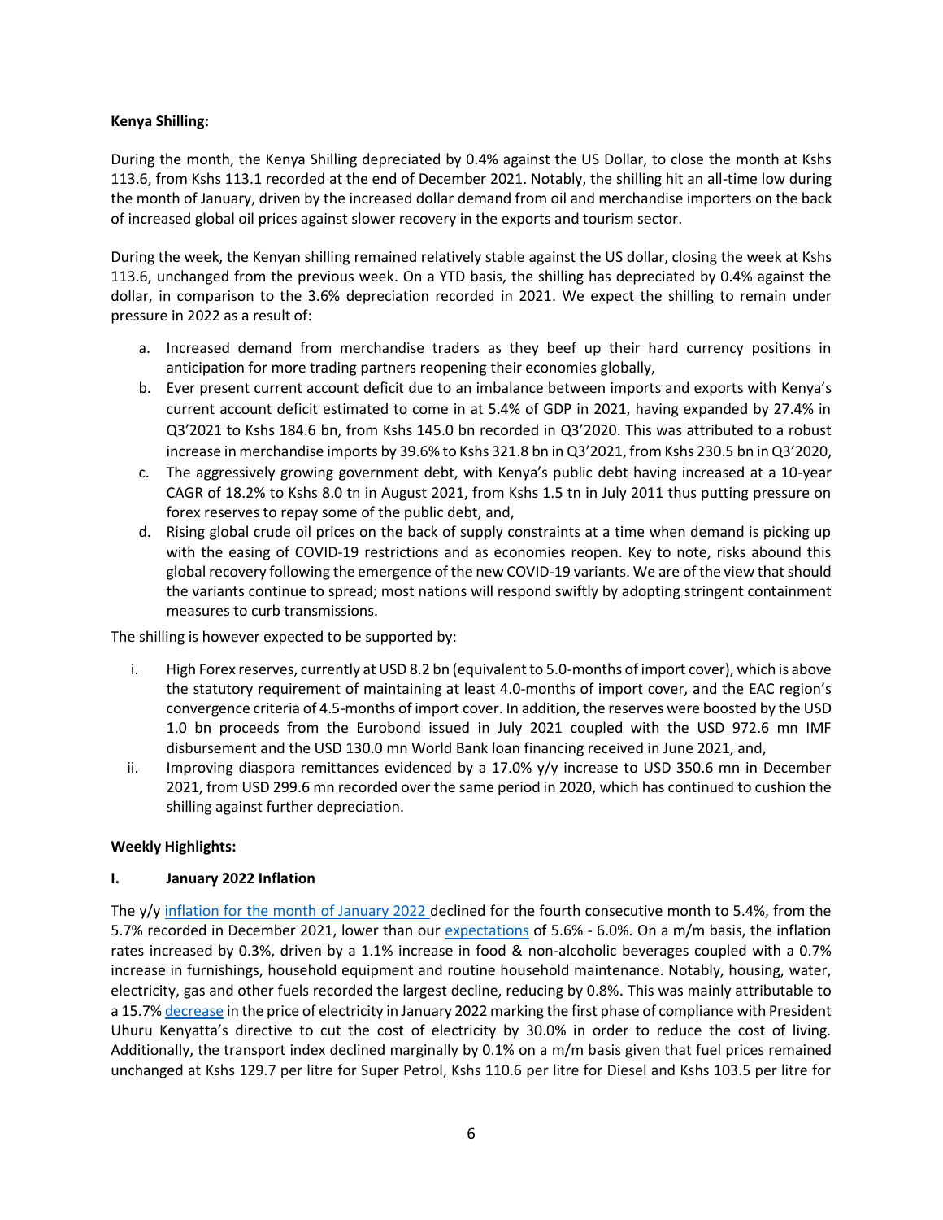**Kenya Shilling:**

During the month, the Kenya Shilling depreciated by 0.4% against the US Dollar, to close the month at Kshs 113.6, from Kshs 113.1 recorded at the end of December 2021. Notably, the shilling hit an all-time low during the month of January, driven by the increased dollar demand from oil and merchandise importers on the back of increased global oil prices against slower recovery in the exports and tourism sector.

During the week, the Kenyan shilling remained relatively stable against the US dollar, closing the week at Kshs 113.6, unchanged from the previous week. On a YTD basis, the shilling has depreciated by 0.4% against the dollar, in comparison to the 3.6% depreciation recorded in 2021. We expect the shilling to remain under pressure in 2022 as a result of:

a. Increased demand from merchandise traders as they beef up their hard currency positions in anticipation for more trading partners reopening their economies globally,
b. Ever present current account deficit due to an imbalance between imports and exports with Kenya's current account deficit estimated to come in at 5.4% of GDP in 2021, having expanded by 27.4% in Q3'2021 to Kshs 184.6 bn, from Kshs 145.0 bn recorded in Q3'2020. This was attributed to a robust increase in merchandise imports by 39.6% to Kshs 321.8 bn in Q3'2021, from Kshs 230.5 bn in Q3'2020,
c. The aggressively growing government debt, with Kenya's public debt having increased at a 10-year CAGR of 18.2% to Kshs 8.0 tn in August 2021, from Kshs 1.5 tn in July 2011 thus putting pressure on forex reserves to repay some of the public debt, and,
d. Rising global crude oil prices on the back of supply constraints at a time when demand is picking up with the easing of COVID-19 restrictions and as economies reopen. Key to note, risks abound this global recovery following the emergence of the new COVID-19 variants. We are of the view that should the variants continue to spread; most nations will respond swiftly by adopting stringent containment measures to curb transmissions.

The shilling is however expected to be supported by:

i. High Forex reserves, currently at USD 8.2 bn (equivalent to 5.0-months of import cover), which is above the statutory requirement of maintaining at least 4.0-months of import cover, and the EAC region's convergence criteria of 4.5-months of import cover. In addition, the reserves were boosted by the USD 1.0 bn proceeds from the Eurobond issued in July 2021 coupled with the USD 972.6 mn IMF disbursement and the USD 130.0 mn World Bank loan financing received in June 2021, and,
ii. Improving diaspora remittances evidenced by a 17.0% y/y increase to USD 350.6 mn in December 2021, from USD 299.6 mn recorded over the same period in 2020, which has continued to cushion the shilling against further depreciation.

**Weekly Highlights:**

**I. January 2022 Inflation**

The y/y inflation for the month of January 2022 declined for the fourth consecutive month to 5.4%, from the 5.7% recorded in December 2021, lower than our expectations of 5.6% - 6.0%. On a m/m basis, the inflation rates increased by 0.3%, driven by a 1.1% increase in food & non-alcoholic beverages coupled with a 0.7% increase in furnishings, household equipment and routine household maintenance. Notably, housing, water, electricity, gas and other fuels recorded the largest decline, reducing by 0.8%. This was mainly attributable to a 15.7% decrease in the price of electricity in January 2022 marking the first phase of compliance with President Uhuru Kenyatta's directive to cut the cost of electricity by 30.0% in order to reduce the cost of living. Additionally, the transport index declined marginally by 0.1% on a m/m basis given that fuel prices remained unchanged at Kshs 129.7 per litre for Super Petrol, Kshs 110.6 per litre for Diesel and Kshs 103.5 per litre for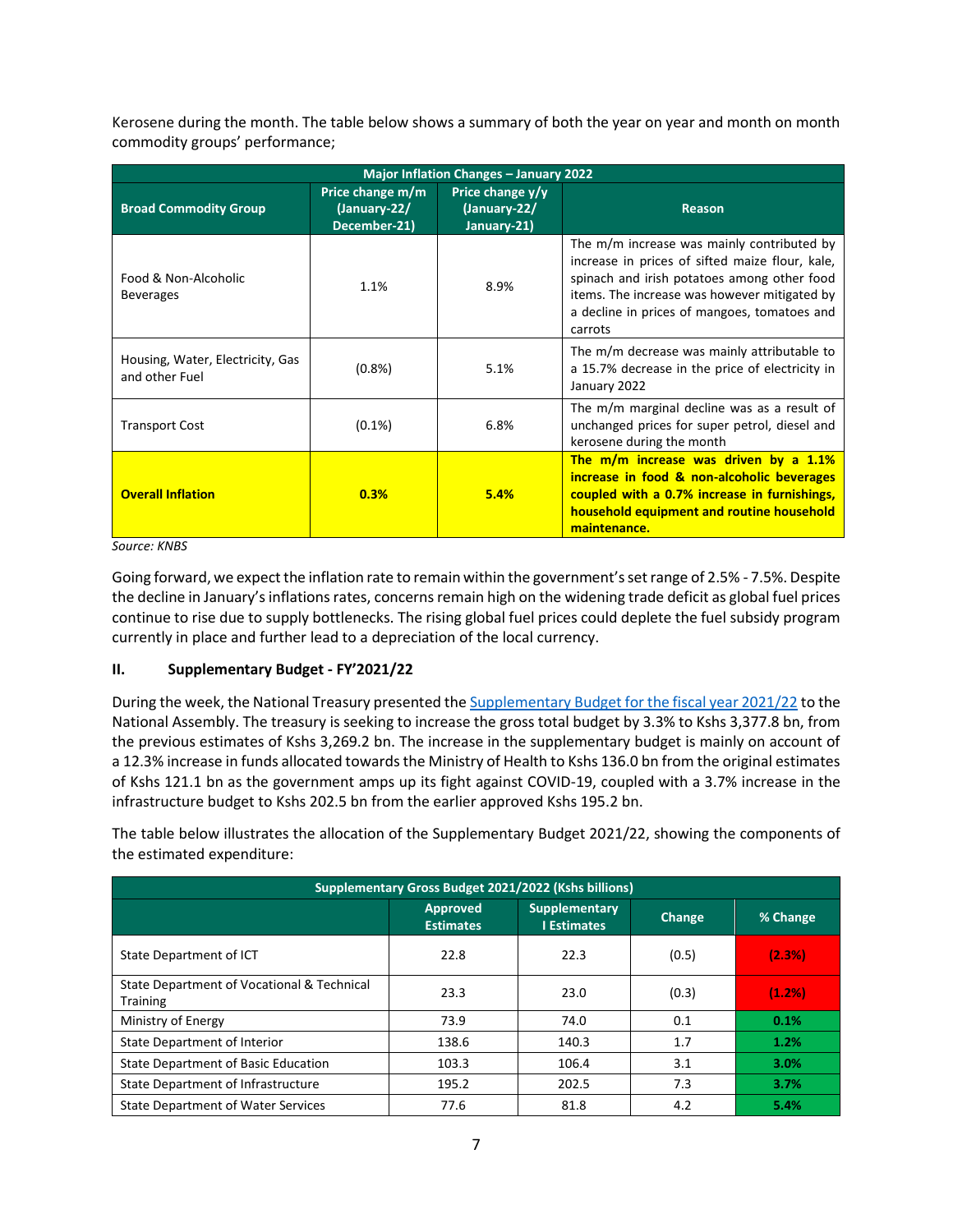Kerosene during the month. The table below shows a summary of both the year on year and month on month commodity groups' performance;

| Major Inflation Changes – January 2022 | | | |
|---|---|---|---|
| **Broad Commodity Group** | **Price change m/m (January-22/ December-21)** | **Price change y/y (January-22/ January-21)** | **Reason** |
| Food & Non-Alcoholic Beverages | 1.1% | 8.9% | The m/m increase was mainly contributed by increase in prices of sifted maize flour, kale, spinach and irish potatoes among other food items. The increase was however mitigated by a decline in prices of mangoes, tomatoes and carrots |
| Housing, Water, Electricity, Gas and other Fuel | (0.8%) | 5.1% | The m/m decrease was mainly attributable to a 15.7% decrease in the price of electricity in January 2022 |
| Transport Cost | (0.1%) | 6.8% | The m/m marginal decline was as a result of unchanged prices for super petrol, diesel and kerosene during the month |
| **Overall Inflation** | **0.3%** | **5.4%** | **The m/m increase was driven by a 1.1% increase in food & non-alcoholic beverages coupled with a 0.7% increase in furnishings, household equipment and routine household maintenance.** |

*Source: KNBS*

Going forward, we expect the inflation rate to remain within the government's set range of 2.5% - 7.5%. Despite the decline in January's inflations rates, concerns remain high on the widening trade deficit as global fuel prices continue to rise due to supply bottlenecks. The rising global fuel prices could deplete the fuel subsidy program currently in place and further lead to a depreciation of the local currency.

#### II. Supplementary Budget - FY'2021/22

During the week, the National Treasury presented the Supplementary Budget for the fiscal year 2021/22 to the National Assembly. The treasury is seeking to increase the gross total budget by 3.3% to Kshs 3,377.8 bn, from the previous estimates of Kshs 3,269.2 bn. The increase in the supplementary budget is mainly on account of a 12.3% increase in funds allocated towards the Ministry of Health to Kshs 136.0 bn from the original estimates of Kshs 121.1 bn as the government amps up its fight against COVID-19, coupled with a 3.7% increase in the infrastructure budget to Kshs 202.5 bn from the earlier approved Kshs 195.2 bn.

The table below illustrates the allocation of the Supplementary Budget 2021/22, showing the components of the estimated expenditure:

| Supplementary Gross Budget 2021/2022 (Kshs billions) | | | | |
|---|---|---|---|---|
| | **Approved Estimates** | **Supplementary I Estimates** | **Change** | **% Change** |
| State Department of ICT | 22.8 | 22.3 | (0.5) | **(2.3%)** |
| State Department of Vocational & Technical Training | 23.3 | 23.0 | (0.3) | **(1.2%)** |
| Ministry of Energy | 73.9 | 74.0 | 0.1 | **0.1%** |
| State Department of Interior | 138.6 | 140.3 | 1.7 | **1.2%** |
| State Department of Basic Education | 103.3 | 106.4 | 3.1 | **3.0%** |
| State Department of Infrastructure | 195.2 | 202.5 | 7.3 | **3.7%** |
| State Department of Water Services | 77.6 | 81.8 | 4.2 | **5.4%** |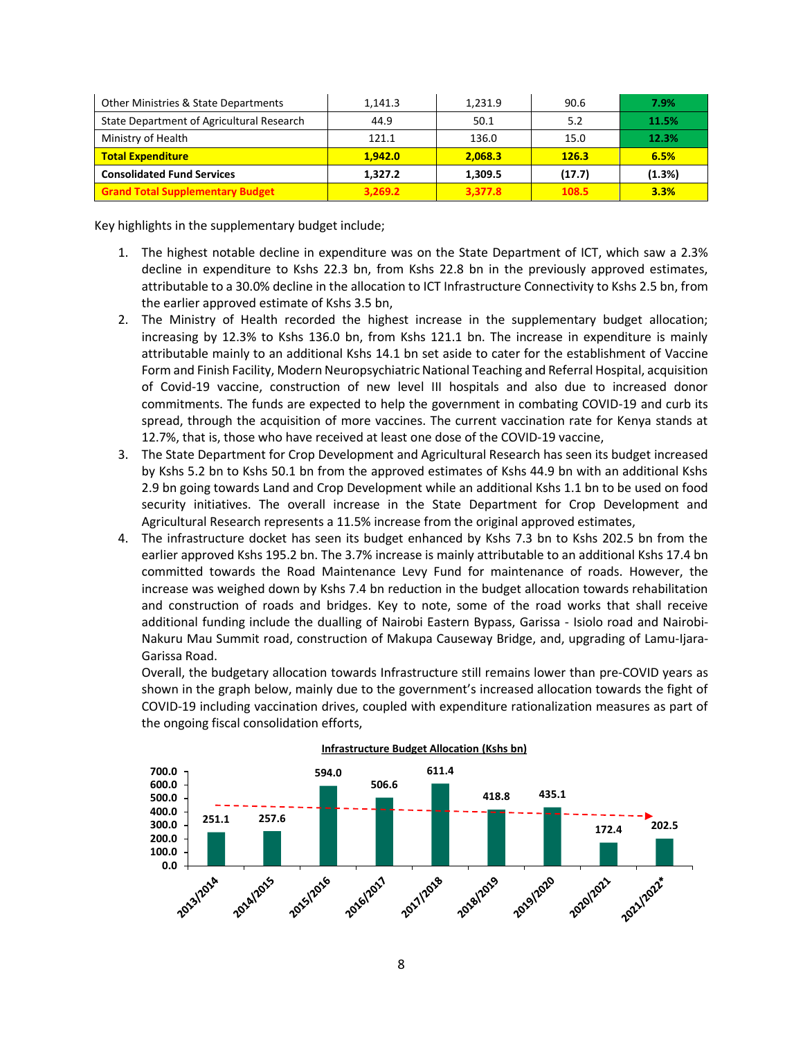| Other Ministries & State Departments | 1,141.3 | 1,231.9 | 90.6 | 7.9% |
|---|---|---|---|---|
| State Department of Agricultural Research | 44.9 | 50.1 | 5.2 | 11.5% |
| Ministry of Health | 121.1 | 136.0 | 15.0 | 12.3% |
| **Total Expenditure** | **1,942.0** | **2,068.3** | **126.3** | **6.5%** |
| **Consolidated Fund Services** | **1,327.2** | **1,309.5** | **(17.7)** | **(1.3%)** |
| **Grand Total Supplementary Budget** | **3,269.2** | **3,377.8** | **108.5** | **3.3%** |

Key highlights in the supplementary budget include;

1. The highest notable decline in expenditure was on the State Department of ICT, which saw a 2.3% decline in expenditure to Kshs 22.3 bn, from Kshs 22.8 bn in the previously approved estimates, attributable to a 30.0% decline in the allocation to ICT Infrastructure Connectivity to Kshs 2.5 bn, from the earlier approved estimate of Kshs 3.5 bn,
2. The Ministry of Health recorded the highest increase in the supplementary budget allocation; increasing by 12.3% to Kshs 136.0 bn, from Kshs 121.1 bn. The increase in expenditure is mainly attributable mainly to an additional Kshs 14.1 bn set aside to cater for the establishment of Vaccine Form and Finish Facility, Modern Neuropsychiatric National Teaching and Referral Hospital, acquisition of Covid-19 vaccine, construction of new level III hospitals and also due to increased donor commitments. The funds are expected to help the government in combating COVID-19 and curb its spread, through the acquisition of more vaccines. The current vaccination rate for Kenya stands at 12.7%, that is, those who have received at least one dose of the COVID-19 vaccine,
3. The State Department for Crop Development and Agricultural Research has seen its budget increased by Kshs 5.2 bn to Kshs 50.1 bn from the approved estimates of Kshs 44.9 bn with an additional Kshs 2.9 bn going towards Land and Crop Development while an additional Kshs 1.1 bn to be used on food security initiatives. The overall increase in the State Department for Crop Development and Agricultural Research represents a 11.5% increase from the original approved estimates,
4. The infrastructure docket has seen its budget enhanced by Kshs 7.3 bn to Kshs 202.5 bn from the earlier approved Kshs 195.2 bn. The 3.7% increase is mainly attributable to an additional Kshs 17.4 bn committed towards the Road Maintenance Levy Fund for maintenance of roads. However, the increase was weighed down by Kshs 7.4 bn reduction in the budget allocation towards rehabilitation and construction of roads and bridges. Key to note, some of the road works that shall receive additional funding include the dualling of Nairobi Eastern Bypass, Garissa - Isiolo road and Nairobi-Nakuru Mau Summit road, construction of Makupa Causeway Bridge, and, upgrading of Lamu-Ijara-Garissa Road.

   Overall, the budgetary allocation towards Infrastructure still remains lower than pre-COVID years as shown in the graph below, mainly due to the government's increased allocation towards the fight of COVID-19 including vaccination drives, coupled with expenditure rationalization measures as part of the ongoing fiscal consolidation efforts,

**Infrastructure Budget Allocation (Kshs bn)**

| Year | Allocation (Kshs bn) |
|---|---|
| 2013/2014 | 251.1 |
| 2014/2015 | 257.6 |
| 2015/2016 | 594.0 |
| 2016/2017 | 506.6 |
| 2017/2018 | 611.4 |
| 2018/2019 | 418.8 |
| 2019/2020 | 435.1 |
| 2020/2021 | 172.4 |
| 2021/2022* | 202.5 |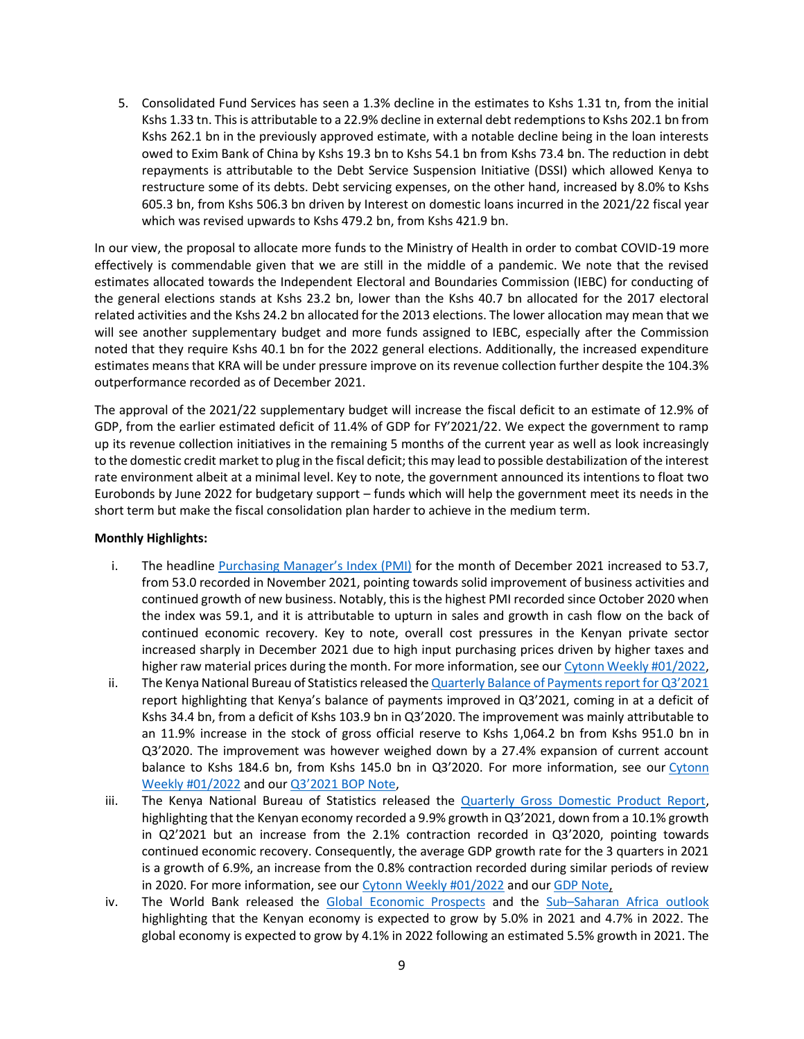5. Consolidated Fund Services has seen a 1.3% decline in the estimates to Kshs 1.31 tn, from the initial Kshs 1.33 tn. This is attributable to a 22.9% decline in external debt redemptions to Kshs 202.1 bn from Kshs 262.1 bn in the previously approved estimate, with a notable decline being in the loan interests owed to Exim Bank of China by Kshs 19.3 bn to Kshs 54.1 bn from Kshs 73.4 bn. The reduction in debt repayments is attributable to the Debt Service Suspension Initiative (DSSI) which allowed Kenya to restructure some of its debts. Debt servicing expenses, on the other hand, increased by 8.0% to Kshs 605.3 bn, from Kshs 506.3 bn driven by Interest on domestic loans incurred in the 2021/22 fiscal year which was revised upwards to Kshs 479.2 bn, from Kshs 421.9 bn.

In our view, the proposal to allocate more funds to the Ministry of Health in order to combat COVID-19 more effectively is commendable given that we are still in the middle of a pandemic. We note that the revised estimates allocated towards the Independent Electoral and Boundaries Commission (IEBC) for conducting of the general elections stands at Kshs 23.2 bn, lower than the Kshs 40.7 bn allocated for the 2017 electoral related activities and the Kshs 24.2 bn allocated for the 2013 elections. The lower allocation may mean that we will see another supplementary budget and more funds assigned to IEBC, especially after the Commission noted that they require Kshs 40.1 bn for the 2022 general elections. Additionally, the increased expenditure estimates means that KRA will be under pressure improve on its revenue collection further despite the 104.3% outperformance recorded as of December 2021.

The approval of the 2021/22 supplementary budget will increase the fiscal deficit to an estimate of 12.9% of GDP, from the earlier estimated deficit of 11.4% of GDP for FY'2021/22. We expect the government to ramp up its revenue collection initiatives in the remaining 5 months of the current year as well as look increasingly to the domestic credit market to plug in the fiscal deficit; this may lead to possible destabilization of the interest rate environment albeit at a minimal level. Key to note, the government announced its intentions to float two Eurobonds by June 2022 for budgetary support – funds which will help the government meet its needs in the short term but make the fiscal consolidation plan harder to achieve in the medium term.

**Monthly Highlights:**

i. The headline Purchasing Manager's Index (PMI) for the month of December 2021 increased to 53.7, from 53.0 recorded in November 2021, pointing towards solid improvement of business activities and continued growth of new business. Notably, this is the highest PMI recorded since October 2020 when the index was 59.1, and it is attributable to upturn in sales and growth in cash flow on the back of continued economic recovery. Key to note, overall cost pressures in the Kenyan private sector increased sharply in December 2021 due to high input purchasing prices driven by higher taxes and higher raw material prices during the month. For more information, see our Cytonn Weekly #01/2022,

ii. The Kenya National Bureau of Statistics released the Quarterly Balance of Payments report for Q3'2021 report highlighting that Kenya's balance of payments improved in Q3'2021, coming in at a deficit of Kshs 34.4 bn, from a deficit of Kshs 103.9 bn in Q3'2020. The improvement was mainly attributable to an 11.9% increase in the stock of gross official reserve to Kshs 1,064.2 bn from Kshs 951.0 bn in Q3'2020. The improvement was however weighed down by a 27.4% expansion of current account balance to Kshs 184.6 bn, from Kshs 145.0 bn in Q3'2020. For more information, see our Cytonn Weekly #01/2022 and our Q3'2021 BOP Note,

iii. The Kenya National Bureau of Statistics released the Quarterly Gross Domestic Product Report, highlighting that the Kenyan economy recorded a 9.9% growth in Q3'2021, down from a 10.1% growth in Q2'2021 but an increase from the 2.1% contraction recorded in Q3'2020, pointing towards continued economic recovery. Consequently, the average GDP growth rate for the 3 quarters in 2021 is a growth of 6.9%, an increase from the 0.8% contraction recorded during similar periods of review in 2020. For more information, see our Cytonn Weekly #01/2022 and our GDP Note,

iv. The World Bank released the Global Economic Prospects and the Sub–Saharan Africa outlook highlighting that the Kenyan economy is expected to grow by 5.0% in 2021 and 4.7% in 2022. The global economy is expected to grow by 4.1% in 2022 following an estimated 5.5% growth in 2021. The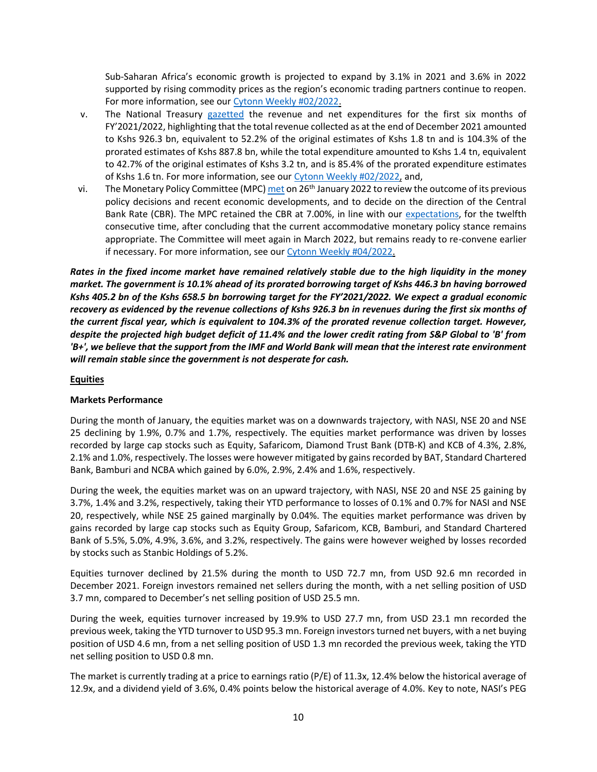Sub-Saharan Africa's economic growth is projected to expand by 3.1% in 2021 and 3.6% in 2022 supported by rising commodity prices as the region's economic trading partners continue to reopen. For more information, see our Cytonn Weekly #02/2022.

v. The National Treasury gazetted the revenue and net expenditures for the first six months of FY'2021/2022, highlighting that the total revenue collected as at the end of December 2021 amounted to Kshs 926.3 bn, equivalent to 52.2% of the original estimates of Kshs 1.8 tn and is 104.3% of the prorated estimates of Kshs 887.8 bn, while the total expenditure amounted to Kshs 1.4 tn, equivalent to 42.7% of the original estimates of Kshs 3.2 tn, and is 85.4% of the prorated expenditure estimates of Kshs 1.6 tn. For more information, see our Cytonn Weekly #02/2022, and,

vi. The Monetary Policy Committee (MPC) met on 26th January 2022 to review the outcome of its previous policy decisions and recent economic developments, and to decide on the direction of the Central Bank Rate (CBR). The MPC retained the CBR at 7.00%, in line with our expectations, for the twelfth consecutive time, after concluding that the current accommodative monetary policy stance remains appropriate. The Committee will meet again in March 2022, but remains ready to re-convene earlier if necessary. For more information, see our Cytonn Weekly #04/2022.

***Rates in the fixed income market have remained relatively stable due to the high liquidity in the money market. The government is 10.1% ahead of its prorated borrowing target of Kshs 446.3 bn having borrowed Kshs 405.2 bn of the Kshs 658.5 bn borrowing target for the FY'2021/2022. We expect a gradual economic recovery as evidenced by the revenue collections of Kshs 926.3 bn in revenues during the first six months of the current fiscal year, which is equivalent to 104.3% of the prorated revenue collection target. However, despite the projected high budget deficit of 11.4% and the lower credit rating from S&P Global to 'B' from 'B+', we believe that the support from the IMF and World Bank will mean that the interest rate environment will remain stable since the government is not desperate for cash.***

## Equities

### Markets Performance

During the month of January, the equities market was on a downwards trajectory, with NASI, NSE 20 and NSE 25 declining by 1.9%, 0.7% and 1.7%, respectively. The equities market performance was driven by losses recorded by large cap stocks such as Equity, Safaricom, Diamond Trust Bank (DTB-K) and KCB of 4.3%, 2.8%, 2.1% and 1.0%, respectively. The losses were however mitigated by gains recorded by BAT, Standard Chartered Bank, Bamburi and NCBA which gained by 6.0%, 2.9%, 2.4% and 1.6%, respectively.

During the week, the equities market was on an upward trajectory, with NASI, NSE 20 and NSE 25 gaining by 3.7%, 1.4% and 3.2%, respectively, taking their YTD performance to losses of 0.1% and 0.7% for NASI and NSE 20, respectively, while NSE 25 gained marginally by 0.04%. The equities market performance was driven by gains recorded by large cap stocks such as Equity Group, Safaricom, KCB, Bamburi, and Standard Chartered Bank of 5.5%, 5.0%, 4.9%, 3.6%, and 3.2%, respectively. The gains were however weighed by losses recorded by stocks such as Stanbic Holdings of 5.2%.

Equities turnover declined by 21.5% during the month to USD 72.7 mn, from USD 92.6 mn recorded in December 2021. Foreign investors remained net sellers during the month, with a net selling position of USD 3.7 mn, compared to December's net selling position of USD 25.5 mn.

During the week, equities turnover increased by 19.9% to USD 27.7 mn, from USD 23.1 mn recorded the previous week, taking the YTD turnover to USD 95.3 mn. Foreign investors turned net buyers, with a net buying position of USD 4.6 mn, from a net selling position of USD 1.3 mn recorded the previous week, taking the YTD net selling position to USD 0.8 mn.

The market is currently trading at a price to earnings ratio (P/E) of 11.3x, 12.4% below the historical average of 12.9x, and a dividend yield of 3.6%, 0.4% points below the historical average of 4.0%. Key to note, NASI's PEG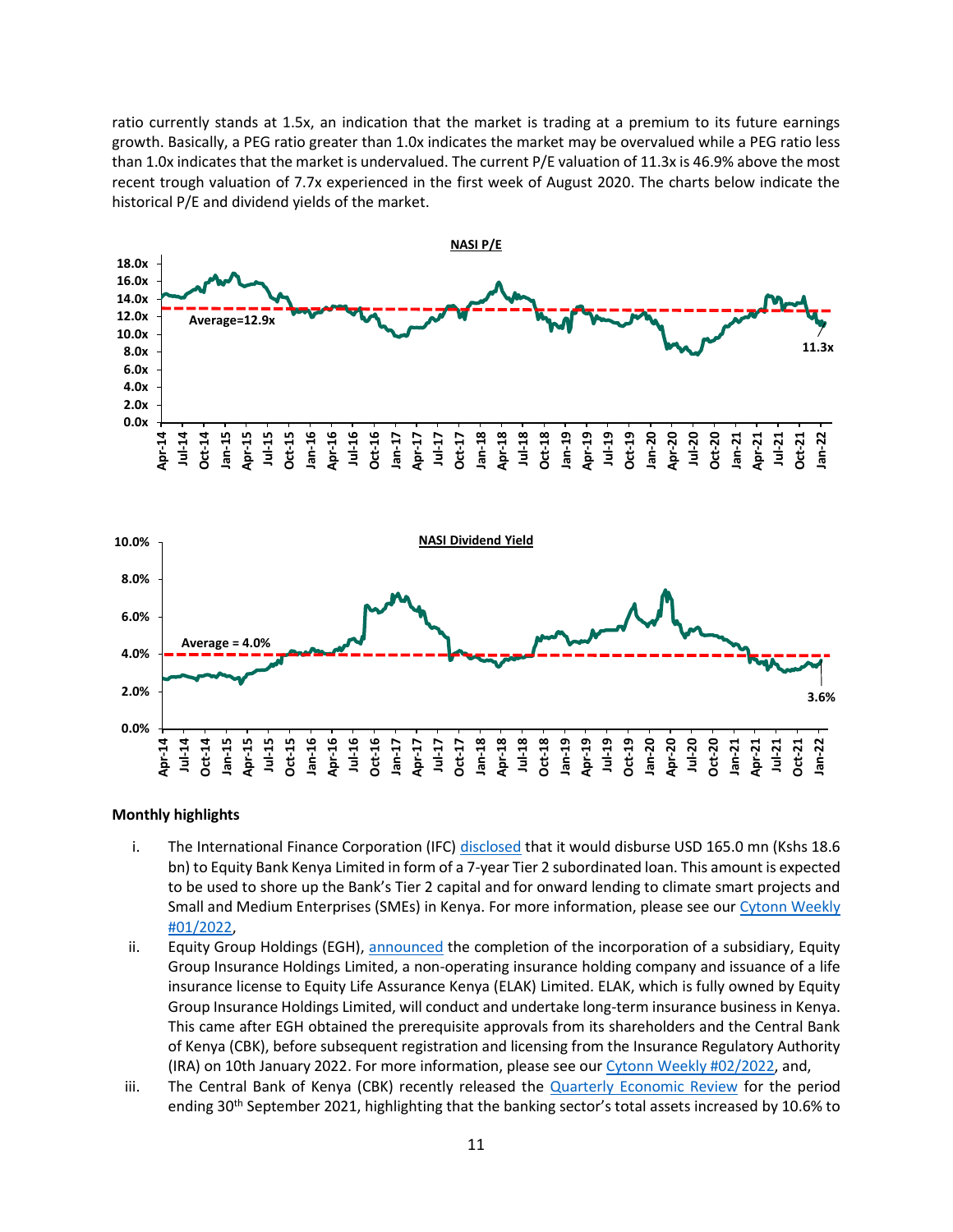ratio currently stands at 1.5x, an indication that the market is trading at a premium to its future earnings growth. Basically, a PEG ratio greater than 1.0x indicates the market may be overvalued while a PEG ratio less than 1.0x indicates that the market is undervalued. The current P/E valuation of 11.3x is 46.9% above the most recent trough valuation of 7.7x experienced in the first week of August 2020. The charts below indicate the historical P/E and dividend yields of the market.

**NASI P/E**

**NASI Dividend Yield**

**Monthly highlights**

i. The International Finance Corporation (IFC) disclosed that it would disburse USD 165.0 mn (Kshs 18.6 bn) to Equity Bank Kenya Limited in form of a 7-year Tier 2 subordinated loan. This amount is expected to be used to shore up the Bank's Tier 2 capital and for onward lending to climate smart projects and Small and Medium Enterprises (SMEs) in Kenya. For more information, please see our Cytonn Weekly #01/2022,

ii. Equity Group Holdings (EGH), announced the completion of the incorporation of a subsidiary, Equity Group Insurance Holdings Limited, a non-operating insurance holding company and issuance of a life insurance license to Equity Life Assurance Kenya (ELAK) Limited. ELAK, which is fully owned by Equity Group Insurance Holdings Limited, will conduct and undertake long-term insurance business in Kenya. This came after EGH obtained the prerequisite approvals from its shareholders and the Central Bank of Kenya (CBK), before subsequent registration and licensing from the Insurance Regulatory Authority (IRA) on 10th January 2022. For more information, please see our Cytonn Weekly #02/2022, and,

iii. The Central Bank of Kenya (CBK) recently released the Quarterly Economic Review for the period ending 30th September 2021, highlighting that the banking sector's total assets increased by 10.6% to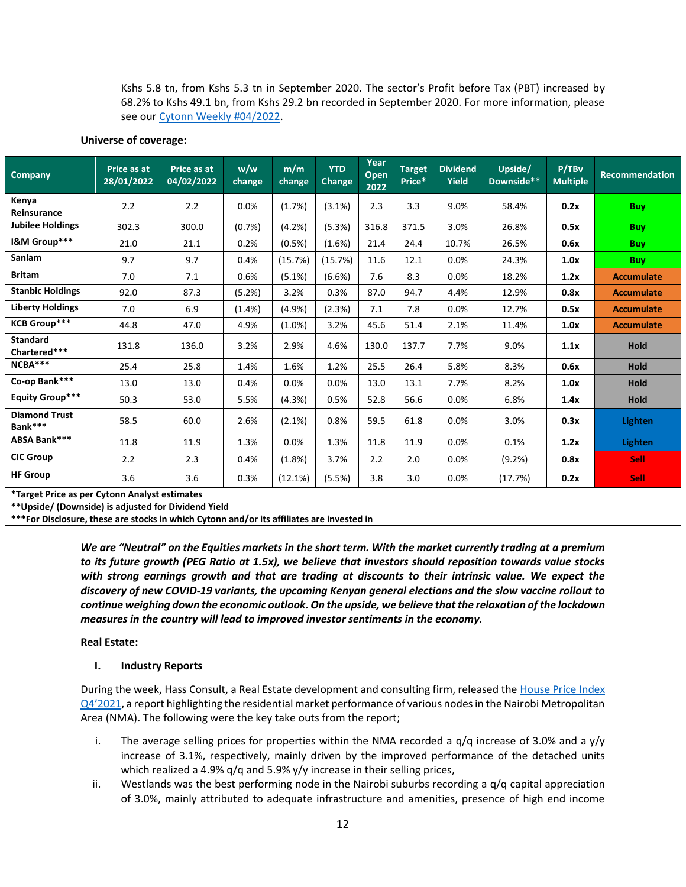Kshs 5.8 tn, from Kshs 5.3 tn in September 2020. The sector's Profit before Tax (PBT) increased by 68.2% to Kshs 49.1 bn, from Kshs 29.2 bn recorded in September 2020. For more information, please see our Cytonn Weekly #04/2022.

**Universe of coverage:**

| Company | Price as at 28/01/2022 | Price as at 04/02/2022 | w/w change | m/m change | YTD Change | Year Open 2022 | Target Price* | Dividend Yield | Upside/ Downside** | P/TBv Multiple | Recommendation |
|---|---|---|---|---|---|---|---|---|---|---|---|
| Kenya Reinsurance | 2.2 | 2.2 | 0.0% | (1.7%) | (3.1%) | 2.3 | 3.3 | 9.0% | 58.4% | **0.2x** | Buy |
| Jubilee Holdings | 302.3 | 300.0 | (0.7%) | (4.2%) | (5.3%) | 316.8 | 371.5 | 3.0% | 26.8% | **0.5x** | Buy |
| I&M Group*** | 21.0 | 21.1 | 0.2% | (0.5%) | (1.6%) | 21.4 | 24.4 | 10.7% | 26.5% | **0.6x** | Buy |
| Sanlam | 9.7 | 9.7 | 0.4% | (15.7%) | (15.7%) | 11.6 | 12.1 | 0.0% | 24.3% | **1.0x** | Buy |
| Britam | 7.0 | 7.1 | 0.6% | (5.1%) | (6.6%) | 7.6 | 8.3 | 0.0% | 18.2% | **1.2x** | Accumulate |
| Stanbic Holdings | 92.0 | 87.3 | (5.2%) | 3.2% | 0.3% | 87.0 | 94.7 | 4.4% | 12.9% | **0.8x** | Accumulate |
| Liberty Holdings | 7.0 | 6.9 | (1.4%) | (4.9%) | (2.3%) | 7.1 | 7.8 | 0.0% | 12.7% | **0.5x** | Accumulate |
| KCB Group*** | 44.8 | 47.0 | 4.9% | (1.0%) | 3.2% | 45.6 | 51.4 | 2.1% | 11.4% | **1.0x** | Accumulate |
| Standard Chartered*** | 131.8 | 136.0 | 3.2% | 2.9% | 4.6% | 130.0 | 137.7 | 7.7% | 9.0% | **1.1x** | Hold |
| NCBA*** | 25.4 | 25.8 | 1.4% | 1.6% | 1.2% | 25.5 | 26.4 | 5.8% | 8.3% | **0.6x** | Hold |
| Co-op Bank*** | 13.0 | 13.0 | 0.4% | 0.0% | 0.0% | 13.0 | 13.1 | 7.7% | 8.2% | **1.0x** | Hold |
| Equity Group*** | 50.3 | 53.0 | 5.5% | (4.3%) | 0.5% | 52.8 | 56.6 | 0.0% | 6.8% | **1.4x** | Hold |
| Diamond Trust Bank*** | 58.5 | 60.0 | 2.6% | (2.1%) | 0.8% | 59.5 | 61.8 | 0.0% | 3.0% | **0.3x** | Lighten |
| ABSA Bank*** | 11.8 | 11.9 | 1.3% | 0.0% | 1.3% | 11.8 | 11.9 | 0.0% | 0.1% | **1.2x** | Lighten |
| CIC Group | 2.2 | 2.3 | 0.4% | (1.8%) | 3.7% | 2.2 | 2.0 | 0.0% | (9.2%) | **0.8x** | Sell |
| HF Group | 3.6 | 3.6 | 0.3% | (12.1%) | (5.5%) | 3.8 | 3.0 | 0.0% | (17.7%) | **0.2x** | Sell |

**\*Target Price as per Cytonn Analyst estimates**
**\*\*Upside/ (Downside) is adjusted for Dividend Yield**
**\*\*\*For Disclosure, these are stocks in which Cytonn and/or its affiliates are invested in**

***We are "Neutral" on the Equities markets in the short term. With the market currently trading at a premium to its future growth (PEG Ratio at 1.5x), we believe that investors should reposition towards value stocks with strong earnings growth and that are trading at discounts to their intrinsic value. We expect the discovery of new COVID-19 variants, the upcoming Kenyan general elections and the slow vaccine rollout to continue weighing down the economic outlook. On the upside, we believe that the relaxation of the lockdown measures in the country will lead to improved investor sentiments in the economy.***

## Real Estate:

### I. Industry Reports

During the week, Hass Consult, a Real Estate development and consulting firm, released the House Price Index Q4'2021, a report highlighting the residential market performance of various nodes in the Nairobi Metropolitan Area (NMA). The following were the key take outs from the report;

i. The average selling prices for properties within the NMA recorded a q/q increase of 3.0% and a y/y increase of 3.1%, respectively, mainly driven by the improved performance of the detached units which realized a 4.9% q/q and 5.9% y/y increase in their selling prices,
ii. Westlands was the best performing node in the Nairobi suburbs recording a q/q capital appreciation of 3.0%, mainly attributed to adequate infrastructure and amenities, presence of high end income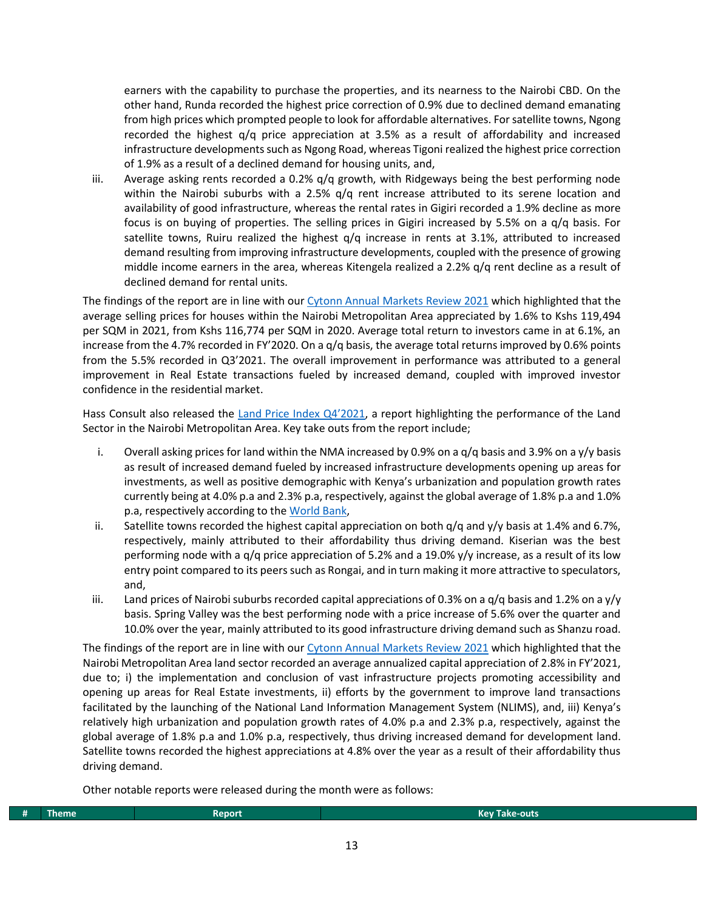earners with the capability to purchase the properties, and its nearness to the Nairobi CBD. On the other hand, Runda recorded the highest price correction of 0.9% due to declined demand emanating from high prices which prompted people to look for affordable alternatives. For satellite towns, Ngong recorded the highest q/q price appreciation at 3.5% as a result of affordability and increased infrastructure developments such as Ngong Road, whereas Tigoni realized the highest price correction of 1.9% as a result of a declined demand for housing units, and,

iii. Average asking rents recorded a 0.2% q/q growth, with Ridgeways being the best performing node within the Nairobi suburbs with a 2.5% q/q rent increase attributed to its serene location and availability of good infrastructure, whereas the rental rates in Gigiri recorded a 1.9% decline as more focus is on buying of properties. The selling prices in Gigiri increased by 5.5% on a q/q basis. For satellite towns, Ruiru realized the highest q/q increase in rents at 3.1%, attributed to increased demand resulting from improving infrastructure developments, coupled with the presence of growing middle income earners in the area, whereas Kitengela realized a 2.2% q/q rent decline as a result of declined demand for rental units.

The findings of the report are in line with our Cytonn Annual Markets Review 2021 which highlighted that the average selling prices for houses within the Nairobi Metropolitan Area appreciated by 1.6% to Kshs 119,494 per SQM in 2021, from Kshs 116,774 per SQM in 2020. Average total return to investors came in at 6.1%, an increase from the 4.7% recorded in FY'2020. On a q/q basis, the average total returns improved by 0.6% points from the 5.5% recorded in Q3'2021. The overall improvement in performance was attributed to a general improvement in Real Estate transactions fueled by increased demand, coupled with improved investor confidence in the residential market.

Hass Consult also released the Land Price Index Q4'2021, a report highlighting the performance of the Land Sector in the Nairobi Metropolitan Area. Key take outs from the report include;

i. Overall asking prices for land within the NMA increased by 0.9% on a q/q basis and 3.9% on a y/y basis as result of increased demand fueled by increased infrastructure developments opening up areas for investments, as well as positive demographic with Kenya's urbanization and population growth rates currently being at 4.0% p.a and 2.3% p.a, respectively, against the global average of 1.8% p.a and 1.0% p.a, respectively according to the World Bank,
ii. Satellite towns recorded the highest capital appreciation on both q/q and y/y basis at 1.4% and 6.7%, respectively, mainly attributed to their affordability thus driving demand. Kiserian was the best performing node with a q/q price appreciation of 5.2% and a 19.0% y/y increase, as a result of its low entry point compared to its peers such as Rongai, and in turn making it more attractive to speculators, and,
iii. Land prices of Nairobi suburbs recorded capital appreciations of 0.3% on a q/q basis and 1.2% on a y/y basis. Spring Valley was the best performing node with a price increase of 5.6% over the quarter and 10.0% over the year, mainly attributed to its good infrastructure driving demand such as Shanzu road.

The findings of the report are in line with our Cytonn Annual Markets Review 2021 which highlighted that the Nairobi Metropolitan Area land sector recorded an average annualized capital appreciation of 2.8% in FY'2021, due to; i) the implementation and conclusion of vast infrastructure projects promoting accessibility and opening up areas for Real Estate investments, ii) efforts by the government to improve land transactions facilitated by the launching of the National Land Information Management System (NLIMS), and, iii) Kenya's relatively high urbanization and population growth rates of 4.0% p.a and 2.3% p.a, respectively, against the global average of 1.8% p.a and 1.0% p.a, respectively, thus driving increased demand for development land. Satellite towns recorded the highest appreciations at 4.8% over the year as a result of their affordability thus driving demand.

Other notable reports were released during the month were as follows:

| # | Theme | Report | Key Take-outs |
|---|---|---|---|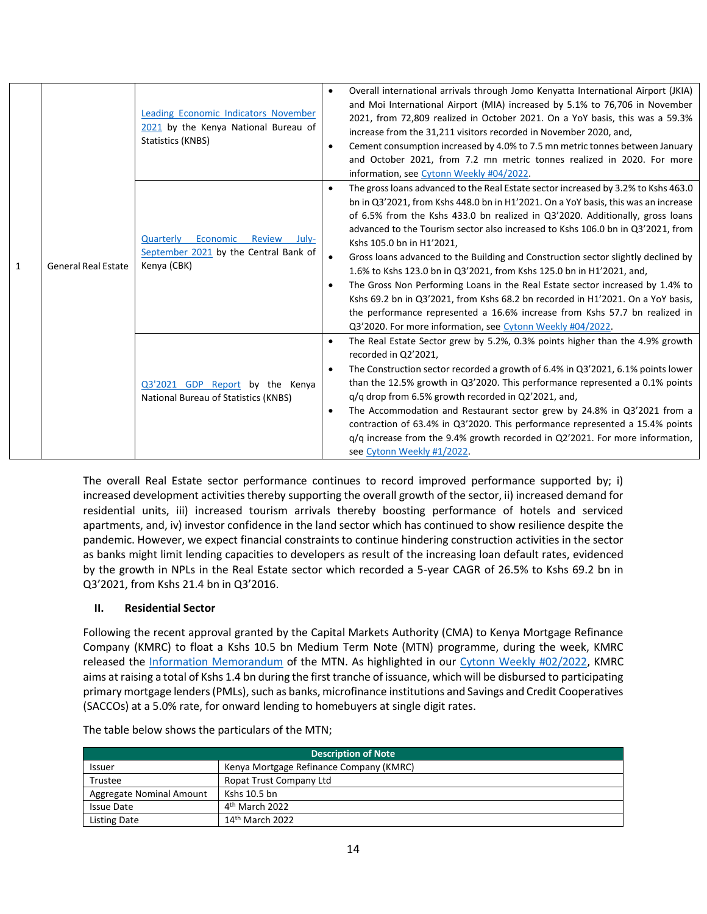| 1 | General Real Estate | Leading Economic Indicators November 2021 by the Kenya National Bureau of Statistics (KNBS) | • Overall international arrivals through Jomo Kenyatta International Airport (JKIA) and Moi International Airport (MIA) increased by 5.1% to 76,706 in November 2021, from 72,809 realized in October 2021. On a YoY basis, this was a 59.3% increase from the 31,211 visitors recorded in November 2020, and,<br>• Cement consumption increased by 4.0% to 7.5 mn metric tonnes between January and October 2021, from 7.2 mn metric tonnes realized in 2020. For more information, see Cytonn Weekly #04/2022. |
|---|---|---|---|
| | | Quarterly Economic Review July-September 2021 by the Central Bank of Kenya (CBK) | • The gross loans advanced to the Real Estate sector increased by 3.2% to Kshs 463.0 bn in Q3'2021, from Kshs 448.0 bn in H1'2021. On a YoY basis, this was an increase of 6.5% from the Kshs 433.0 bn realized in Q3'2020. Additionally, gross loans advanced to the Tourism sector also increased to Kshs 106.0 bn in Q3'2021, from Kshs 105.0 bn in H1'2021,<br>• Gross loans advanced to the Building and Construction sector slightly declined by 1.6% to Kshs 123.0 bn in Q3'2021, from Kshs 125.0 bn in H1'2021, and,<br>• The Gross Non Performing Loans in the Real Estate sector increased by 1.4% to Kshs 69.2 bn in Q3'2021, from Kshs 68.2 bn recorded in H1'2021. On a YoY basis, the performance represented a 16.6% increase from Kshs 57.7 bn realized in Q3'2020. For more information, see Cytonn Weekly #04/2022. |
| | | Q3'2021 GDP Report by the Kenya National Bureau of Statistics (KNBS) | • The Real Estate Sector grew by 5.2%, 0.3% points higher than the 4.9% growth recorded in Q2'2021,<br>• The Construction sector recorded a growth of 6.4% in Q3'2021, 6.1% points lower than the 12.5% growth in Q3'2020. This performance represented a 0.1% points q/q drop from 6.5% growth recorded in Q2'2021, and,<br>• The Accommodation and Restaurant sector grew by 24.8% in Q3'2021 from a contraction of 63.4% in Q3'2020. This performance represented a 15.4% points q/q increase from the 9.4% growth recorded in Q2'2021. For more information, see Cytonn Weekly #1/2022. |

The overall Real Estate sector performance continues to record improved performance supported by; i) increased development activities thereby supporting the overall growth of the sector, ii) increased demand for residential units, iii) increased tourism arrivals thereby boosting performance of hotels and serviced apartments, and, iv) investor confidence in the land sector which has continued to show resilience despite the pandemic. However, we expect financial constraints to continue hindering construction activities in the sector as banks might limit lending capacities to developers as result of the increasing loan default rates, evidenced by the growth in NPLs in the Real Estate sector which recorded a 5-year CAGR of 26.5% to Kshs 69.2 bn in Q3'2021, from Kshs 21.4 bn in Q3'2016.

## II. Residential Sector

Following the recent approval granted by the Capital Markets Authority (CMA) to Kenya Mortgage Refinance Company (KMRC) to float a Kshs 10.5 bn Medium Term Note (MTN) programme, during the week, KMRC released the Information Memorandum of the MTN. As highlighted in our Cytonn Weekly #02/2022, KMRC aims at raising a total of Kshs 1.4 bn during the first tranche of issuance, which will be disbursed to participating primary mortgage lenders (PMLs), such as banks, microfinance institutions and Savings and Credit Cooperatives (SACCOs) at a 5.0% rate, for onward lending to homebuyers at single digit rates.

The table below shows the particulars of the MTN;

| Description of Note | |
|---|---|
| Issuer | Kenya Mortgage Refinance Company (KMRC) |
| Trustee | Ropat Trust Company Ltd |
| Aggregate Nominal Amount | Kshs 10.5 bn |
| Issue Date | 4th March 2022 |
| Listing Date | 14th March 2022 |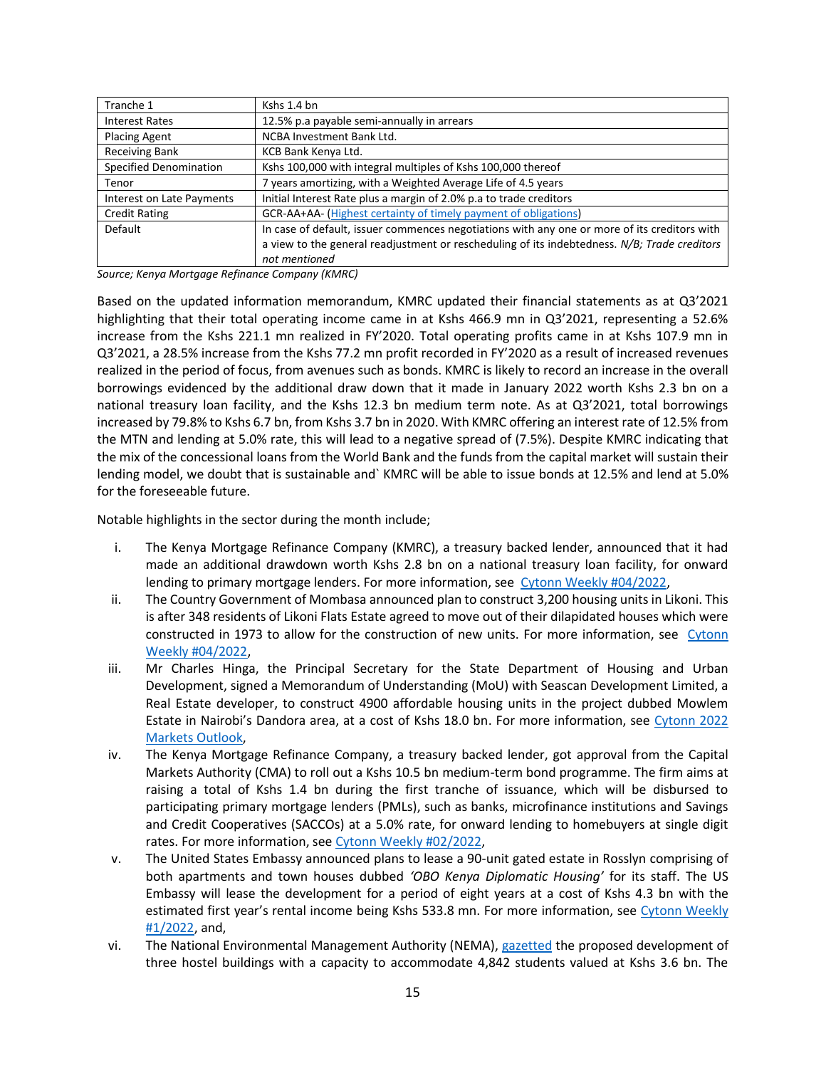| Tranche 1 | Kshs 1.4 bn |
|---|---|
| Interest Rates | 12.5% p.a payable semi-annually in arrears |
| Placing Agent | NCBA Investment Bank Ltd. |
| Receiving Bank | KCB Bank Kenya Ltd. |
| Specified Denomination | Kshs 100,000 with integral multiples of Kshs 100,000 thereof |
| Tenor | 7 years amortizing, with a Weighted Average Life of 4.5 years |
| Interest on Late Payments | Initial Interest Rate plus a margin of 2.0% p.a to trade creditors |
| Credit Rating | GCR-AA+AA- (Highest certainty of timely payment of obligations) |
| Default | In case of default, issuer commences negotiations with any one or more of its creditors with a view to the general readjustment or rescheduling of its indebtedness. *N/B; Trade creditors not mentioned* |

*Source; Kenya Mortgage Refinance Company (KMRC)*

Based on the updated information memorandum, KMRC updated their financial statements as at Q3'2021 highlighting that their total operating income came in at Kshs 466.9 mn in Q3'2021, representing a 52.6% increase from the Kshs 221.1 mn realized in FY'2020. Total operating profits came in at Kshs 107.9 mn in Q3'2021, a 28.5% increase from the Kshs 77.2 mn profit recorded in FY'2020 as a result of increased revenues realized in the period of focus, from avenues such as bonds. KMRC is likely to record an increase in the overall borrowings evidenced by the additional draw down that it made in January 2022 worth Kshs 2.3 bn on a national treasury loan facility, and the Kshs 12.3 bn medium term note. As at Q3'2021, total borrowings increased by 79.8% to Kshs 6.7 bn, from Kshs 3.7 bn in 2020. With KMRC offering an interest rate of 12.5% from the MTN and lending at 5.0% rate, this will lead to a negative spread of (7.5%). Despite KMRC indicating that the mix of the concessional loans from the World Bank and the funds from the capital market will sustain their lending model, we doubt that is sustainable and` KMRC will be able to issue bonds at 12.5% and lend at 5.0% for the foreseeable future.

Notable highlights in the sector during the month include;

i. The Kenya Mortgage Refinance Company (KMRC), a treasury backed lender, announced that it had made an additional drawdown worth Kshs 2.8 bn on a national treasury loan facility, for onward lending to primary mortgage lenders. For more information, see Cytonn Weekly #04/2022,

ii. The Country Government of Mombasa announced plan to construct 3,200 housing units in Likoni. This is after 348 residents of Likoni Flats Estate agreed to move out of their dilapidated houses which were constructed in 1973 to allow for the construction of new units. For more information, see Cytonn Weekly #04/2022,

iii. Mr Charles Hinga, the Principal Secretary for the State Department of Housing and Urban Development, signed a Memorandum of Understanding (MoU) with Seascan Development Limited, a Real Estate developer, to construct 4900 affordable housing units in the project dubbed Mowlem Estate in Nairobi's Dandora area, at a cost of Kshs 18.0 bn. For more information, see Cytonn 2022 Markets Outlook,

iv. The Kenya Mortgage Refinance Company, a treasury backed lender, got approval from the Capital Markets Authority (CMA) to roll out a Kshs 10.5 bn medium-term bond programme. The firm aims at raising a total of Kshs 1.4 bn during the first tranche of issuance, which will be disbursed to participating primary mortgage lenders (PMLs), such as banks, microfinance institutions and Savings and Credit Cooperatives (SACCOs) at a 5.0% rate, for onward lending to homebuyers at single digit rates. For more information, see Cytonn Weekly #02/2022,

v. The United States Embassy announced plans to lease a 90-unit gated estate in Rosslyn comprising of both apartments and town houses dubbed *'OBO Kenya Diplomatic Housing'* for its staff. The US Embassy will lease the development for a period of eight years at a cost of Kshs 4.3 bn with the estimated first year's rental income being Kshs 533.8 mn. For more information, see Cytonn Weekly #1/2022, and,

vi. The National Environmental Management Authority (NEMA), gazetted the proposed development of three hostel buildings with a capacity to accommodate 4,842 students valued at Kshs 3.6 bn. The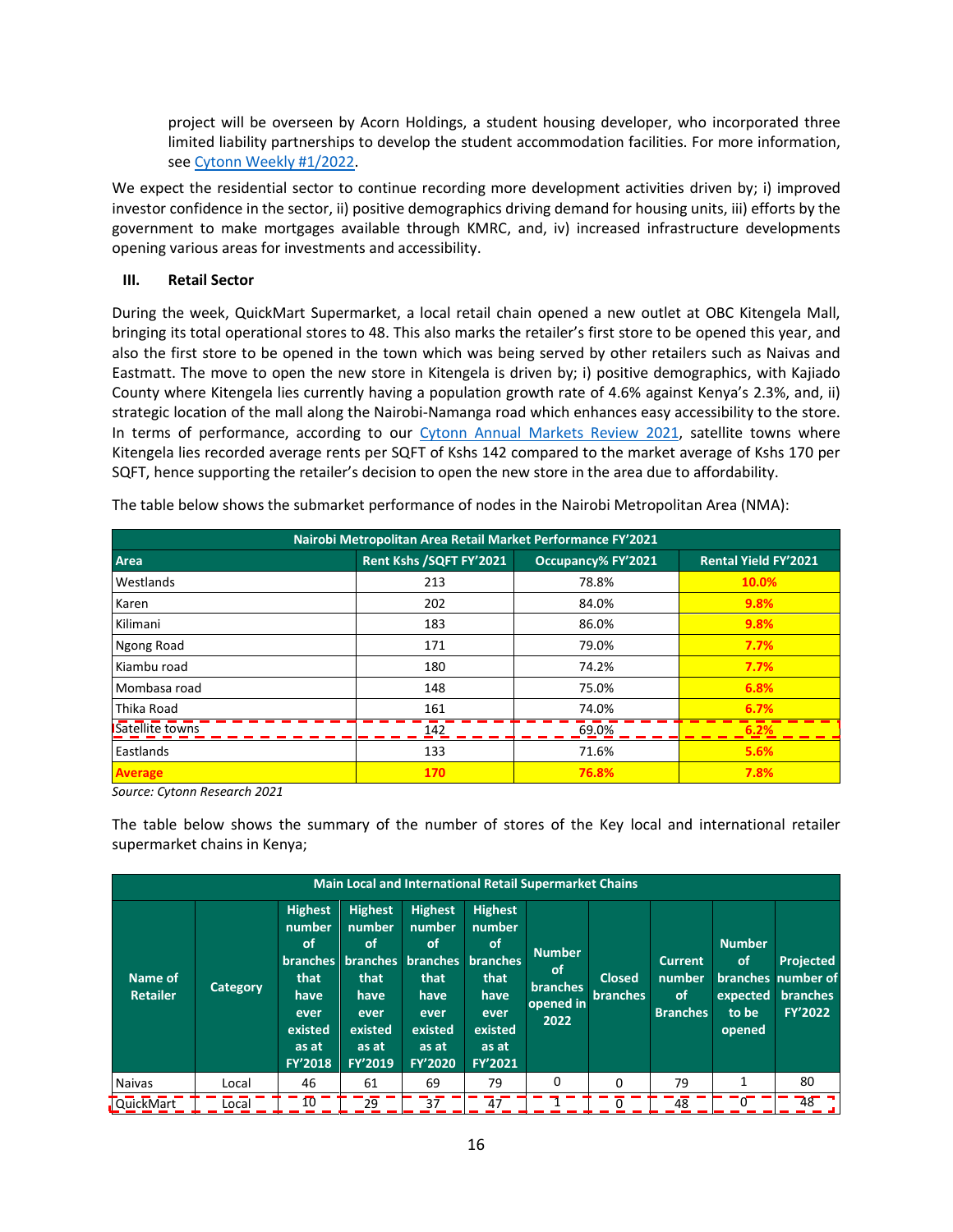project will be overseen by Acorn Holdings, a student housing developer, who incorporated three limited liability partnerships to develop the student accommodation facilities. For more information, see Cytonn Weekly #1/2022.

We expect the residential sector to continue recording more development activities driven by; i) improved investor confidence in the sector, ii) positive demographics driving demand for housing units, iii) efforts by the government to make mortgages available through KMRC, and, iv) increased infrastructure developments opening various areas for investments and accessibility.

### III. Retail Sector

During the week, QuickMart Supermarket, a local retail chain opened a new outlet at OBC Kitengela Mall, bringing its total operational stores to 48. This also marks the retailer's first store to be opened this year, and also the first store to be opened in the town which was being served by other retailers such as Naivas and Eastmatt. The move to open the new store in Kitengela is driven by; i) positive demographics, with Kajiado County where Kitengela lies currently having a population growth rate of 4.6% against Kenya's 2.3%, and, ii) strategic location of the mall along the Nairobi-Namanga road which enhances easy accessibility to the store. In terms of performance, according to our Cytonn Annual Markets Review 2021, satellite towns where Kitengela lies recorded average rents per SQFT of Kshs 142 compared to the market average of Kshs 170 per SQFT, hence supporting the retailer's decision to open the new store in the area due to affordability.

The table below shows the submarket performance of nodes in the Nairobi Metropolitan Area (NMA):

| Nairobi Metropolitan Area Retail Market Performance FY'2021 | | | |
|---|---|---|---|
| **Area** | **Rent Kshs /SQFT FY'2021** | **Occupancy% FY'2021** | **Rental Yield FY'2021** |
| Westlands | 213 | 78.8% | **10.0%** |
| Karen | 202 | 84.0% | **9.8%** |
| Kilimani | 183 | 86.0% | **9.8%** |
| Ngong Road | 171 | 79.0% | **7.7%** |
| Kiambu road | 180 | 74.2% | **7.7%** |
| Mombasa road | 148 | 75.0% | **6.8%** |
| Thika Road | 161 | 74.0% | **6.7%** |
| Satellite towns | 142 | 69.0% | **6.2%** |
| Eastlands | 133 | 71.6% | **5.6%** |
| **Average** | **170** | **76.8%** | **7.8%** |

*Source: Cytonn Research 2021*

The table below shows the summary of the number of stores of the Key local and international retailer supermarket chains in Kenya;

| Main Local and International Retail Supermarket Chains | | | | | | | | | | |
|---|---|---|---|---|---|---|---|---|---|---|
| **Name of Retailer** | **Category** | **Highest number of branches that have ever existed as at FY'2018** | **Highest number of branches that have ever existed as at FY'2019** | **Highest number of branches that have ever existed as at FY'2020** | **Highest number of branches that have ever existed as at FY'2021** | **Number of branches opened in 2022** | **Closed branches** | **Current number of Branches** | **Number of branches expected to be opened** | **Projected number of branches FY'2022** |
| Naivas | Local | 46 | 61 | 69 | 79 | 0 | 0 | 79 | 1 | 80 |
| QuickMart | Local | 10 | 29 | 37 | 47 | 1 | 0 | 48 | 0 | 48 |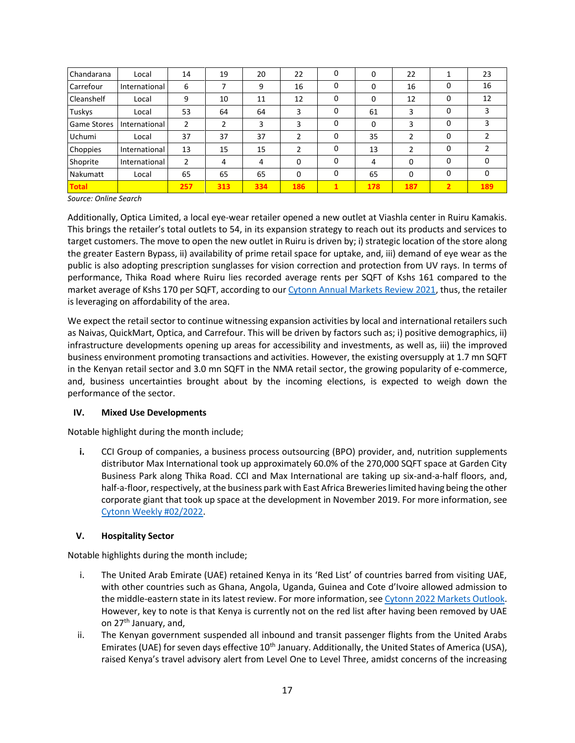| Chandarana | Local | 14 | 19 | 20 | 22 | 0 | 0 | 22 | 1 | 23 |
|---|---|---|---|---|---|---|---|---|---|---|
| Carrefour | International | 6 | 7 | 9 | 16 | 0 | 0 | 16 | 0 | 16 |
| Cleanshelf | Local | 9 | 10 | 11 | 12 | 0 | 0 | 12 | 0 | 12 |
| Tuskys | Local | 53 | 64 | 64 | 3 | 0 | 61 | 3 | 0 | 3 |
| Game Stores | International | 2 | 2 | 3 | 3 | 0 | 0 | 3 | 0 | 3 |
| Uchumi | Local | 37 | 37 | 37 | 2 | 0 | 35 | 2 | 0 | 2 |
| Choppies | International | 13 | 15 | 15 | 2 | 0 | 13 | 2 | 0 | 2 |
| Shoprite | International | 2 | 4 | 4 | 0 | 0 | 4 | 0 | 0 | 0 |
| Nakumatt | Local | 65 | 65 | 65 | 0 | 0 | 65 | 0 | 0 | 0 |
| **Total** | | **257** | **313** | **334** | **186** | **1** | **178** | **187** | **2** | **189** |

*Source: Online Search*

Additionally, Optica Limited, a local eye-wear retailer opened a new outlet at Viashla center in Ruiru Kamakis. This brings the retailer's total outlets to 54, in its expansion strategy to reach out its products and services to target customers. The move to open the new outlet in Ruiru is driven by; i) strategic location of the store along the greater Eastern Bypass, ii) availability of prime retail space for uptake, and, iii) demand of eye wear as the public is also adopting prescription sunglasses for vision correction and protection from UV rays. In terms of performance, Thika Road where Ruiru lies recorded average rents per SQFT of Kshs 161 compared to the market average of Kshs 170 per SQFT, according to our Cytonn Annual Markets Review 2021, thus, the retailer is leveraging on affordability of the area.

We expect the retail sector to continue witnessing expansion activities by local and international retailers such as Naivas, QuickMart, Optica, and Carrefour. This will be driven by factors such as; i) positive demographics, ii) infrastructure developments opening up areas for accessibility and investments, as well as, iii) the improved business environment promoting transactions and activities. However, the existing oversupply at 1.7 mn SQFT in the Kenyan retail sector and 3.0 mn SQFT in the NMA retail sector, the growing popularity of e-commerce, and, business uncertainties brought about by the incoming elections, is expected to weigh down the performance of the sector.

### IV. Mixed Use Developments

Notable highlight during the month include;

i. CCI Group of companies, a business process outsourcing (BPO) provider, and, nutrition supplements distributor Max International took up approximately 60.0% of the 270,000 SQFT space at Garden City Business Park along Thika Road. CCI and Max International are taking up six-and-a-half floors, and, half-a-floor, respectively, at the business park with East Africa Breweries limited having being the other corporate giant that took up space at the development in November 2019. For more information, see Cytonn Weekly #02/2022.

### V. Hospitality Sector

Notable highlights during the month include;

i. The United Arab Emirate (UAE) retained Kenya in its 'Red List' of countries barred from visiting UAE, with other countries such as Ghana, Angola, Uganda, Guinea and Cote d'Ivoire allowed admission to the middle-eastern state in its latest review. For more information, see Cytonn 2022 Markets Outlook. However, key to note is that Kenya is currently not on the red list after having been removed by UAE on 27th January, and,

ii. The Kenyan government suspended all inbound and transit passenger flights from the United Arabs Emirates (UAE) for seven days effective 10th January. Additionally, the United States of America (USA), raised Kenya's travel advisory alert from Level One to Level Three, amidst concerns of the increasing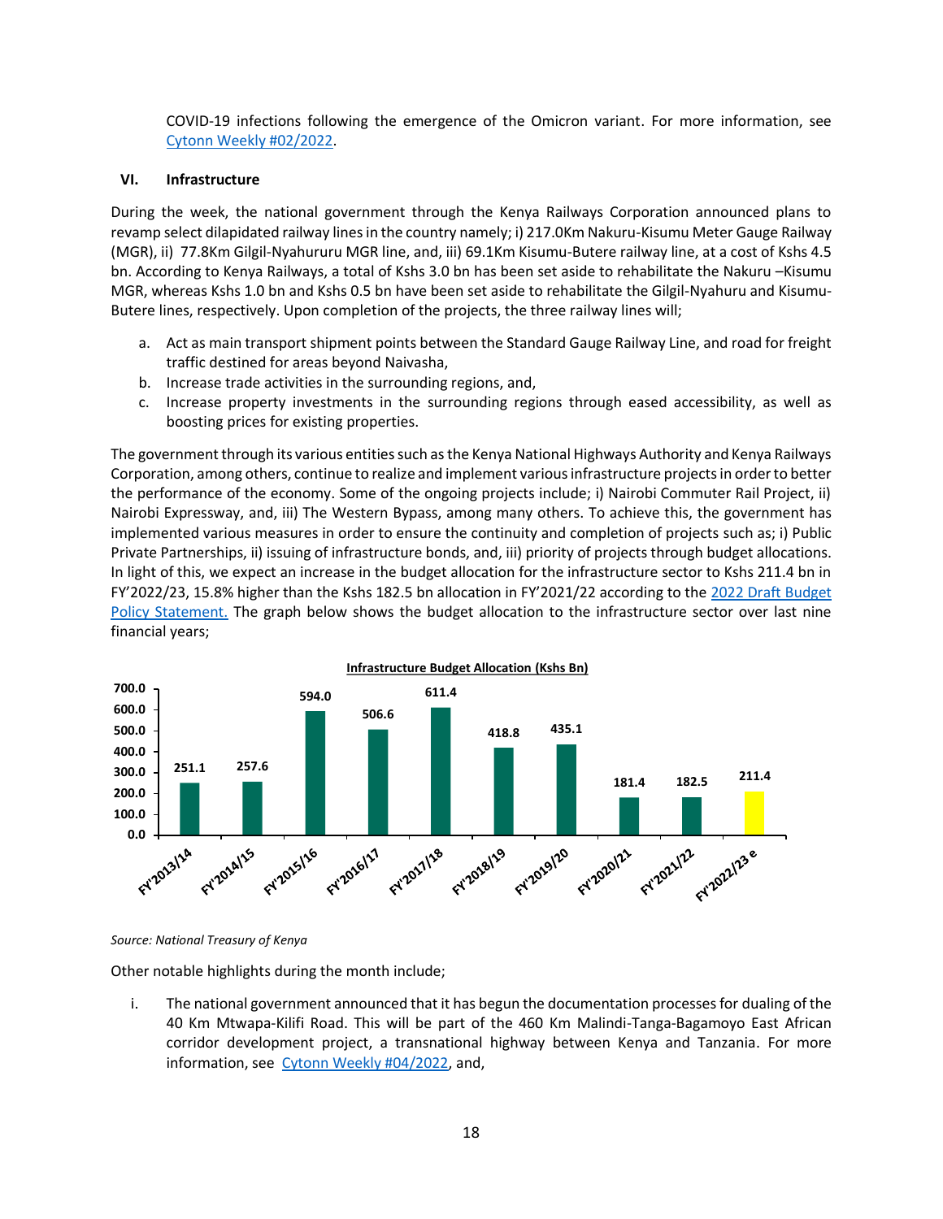COVID-19 infections following the emergence of the Omicron variant. For more information, see [Cytonn Weekly #02/2022](#).

### VI. Infrastructure

During the week, the national government through the Kenya Railways Corporation announced plans to revamp select dilapidated railway lines in the country namely; i) 217.0Km Nakuru-Kisumu Meter Gauge Railway (MGR), ii) 77.8Km Gilgil-Nyahururu MGR line, and, iii) 69.1Km Kisumu-Butere railway line, at a cost of Kshs 4.5 bn. According to Kenya Railways, a total of Kshs 3.0 bn has been set aside to rehabilitate the Nakuru –Kisumu MGR, whereas Kshs 1.0 bn and Kshs 0.5 bn have been set aside to rehabilitate the Gilgil-Nyahuru and Kisumu-Butere lines, respectively. Upon completion of the projects, the three railway lines will;

a. Act as main transport shipment points between the Standard Gauge Railway Line, and road for freight traffic destined for areas beyond Naivasha,
b. Increase trade activities in the surrounding regions, and,
c. Increase property investments in the surrounding regions through eased accessibility, as well as boosting prices for existing properties.

The government through its various entities such as the Kenya National Highways Authority and Kenya Railways Corporation, among others, continue to realize and implement various infrastructure projects in order to better the performance of the economy. Some of the ongoing projects include; i) Nairobi Commuter Rail Project, ii) Nairobi Expressway, and, iii) The Western Bypass, among many others. To achieve this, the government has implemented various measures in order to ensure the continuity and completion of projects such as; i) Public Private Partnerships, ii) issuing of infrastructure bonds, and, iii) priority of projects through budget allocations. In light of this, we expect an increase in the budget allocation for the infrastructure sector to Kshs 211.4 bn in FY'2022/23, 15.8% higher than the Kshs 182.5 bn allocation in FY'2021/22 according to the [2022 Draft Budget Policy Statement.](#) The graph below shows the budget allocation to the infrastructure sector over last nine financial years;

**Infrastructure Budget Allocation (Kshs Bn)**

| Financial Year | Allocation (Kshs Bn) |
|---|---|
| FY'2013/14 | 251.1 |
| FY'2014/15 | 257.6 |
| FY'2015/16 | 594.0 |
| FY'2016/17 | 506.6 |
| FY'2017/18 | 611.4 |
| FY'2018/19 | 418.8 |
| FY'2019/20 | 435.1 |
| FY'2020/21 | 181.4 |
| FY'2021/22 | 182.5 |
| FY'2022/23 e | 211.4 |

*Source: National Treasury of Kenya*

Other notable highlights during the month include;

i. The national government announced that it has begun the documentation processes for dualing of the 40 Km Mtwapa-Kilifi Road. This will be part of the 460 Km Malindi-Tanga-Bagamoyo East African corridor development project, a transnational highway between Kenya and Tanzania. For more information, see [Cytonn Weekly #04/2022](#), and,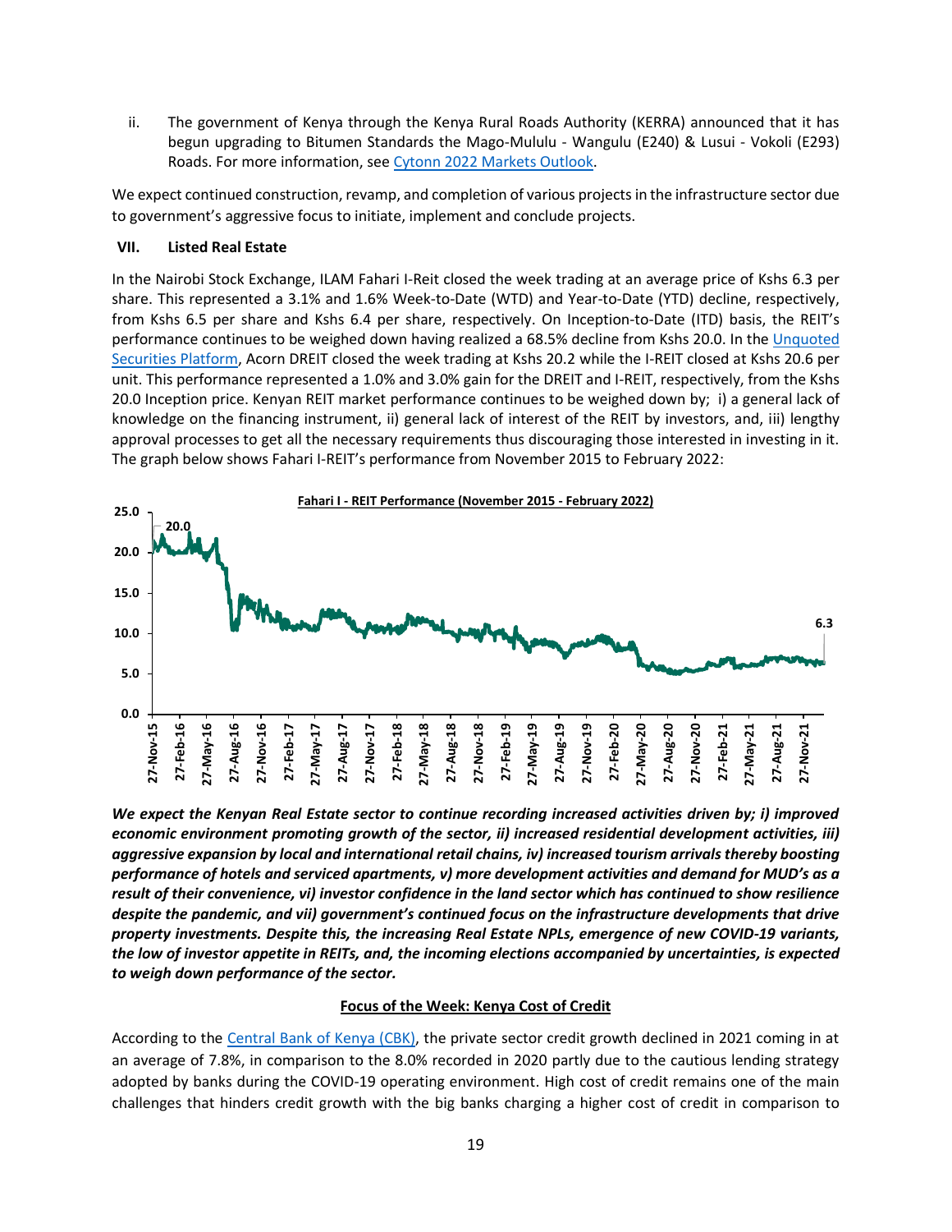ii. The government of Kenya through the Kenya Rural Roads Authority (KERRA) announced that it has begun upgrading to Bitumen Standards the Mago-Mululu - Wangulu (E240) & Lusui - Vokoli (E293) Roads. For more information, see Cytonn 2022 Markets Outlook.

We expect continued construction, revamp, and completion of various projects in the infrastructure sector due to government's aggressive focus to initiate, implement and conclude projects.

### VII. Listed Real Estate

In the Nairobi Stock Exchange, ILAM Fahari I-Reit closed the week trading at an average price of Kshs 6.3 per share. This represented a 3.1% and 1.6% Week-to-Date (WTD) and Year-to-Date (YTD) decline, respectively, from Kshs 6.5 per share and Kshs 6.4 per share, respectively. On Inception-to-Date (ITD) basis, the REIT's performance continues to be weighed down having realized a 68.5% decline from Kshs 20.0. In the Unquoted Securities Platform, Acorn DREIT closed the week trading at Kshs 20.2 while the I-REIT closed at Kshs 20.6 per unit. This performance represented a 1.0% and 3.0% gain for the DREIT and I-REIT, respectively, from the Kshs 20.0 Inception price. Kenyan REIT market performance continues to be weighed down by; i) a general lack of knowledge on the financing instrument, ii) general lack of interest of the REIT by investors, and, iii) lengthy approval processes to get all the necessary requirements thus discouraging those interested in investing in it. The graph below shows Fahari I-REIT's performance from November 2015 to February 2022:

**Fahari I - REIT Performance (November 2015 - February 2022)**

***We expect the Kenyan Real Estate sector to continue recording increased activities driven by; i) improved economic environment promoting growth of the sector, ii) increased residential development activities, iii) aggressive expansion by local and international retail chains, iv) increased tourism arrivals thereby boosting performance of hotels and serviced apartments, v) more development activities and demand for MUD's as a result of their convenience, vi) investor confidence in the land sector which has continued to show resilience despite the pandemic, and vii) government's continued focus on the infrastructure developments that drive property investments. Despite this, the increasing Real Estate NPLs, emergence of new COVID-19 variants, the low of investor appetite in REITs, and, the incoming elections accompanied by uncertainties, is expected to weigh down performance of the sector.***

## Focus of the Week: Kenya Cost of Credit

According to the Central Bank of Kenya (CBK), the private sector credit growth declined in 2021 coming in at an average of 7.8%, in comparison to the 8.0% recorded in 2020 partly due to the cautious lending strategy adopted by banks during the COVID-19 operating environment. High cost of credit remains one of the main challenges that hinders credit growth with the big banks charging a higher cost of credit in comparison to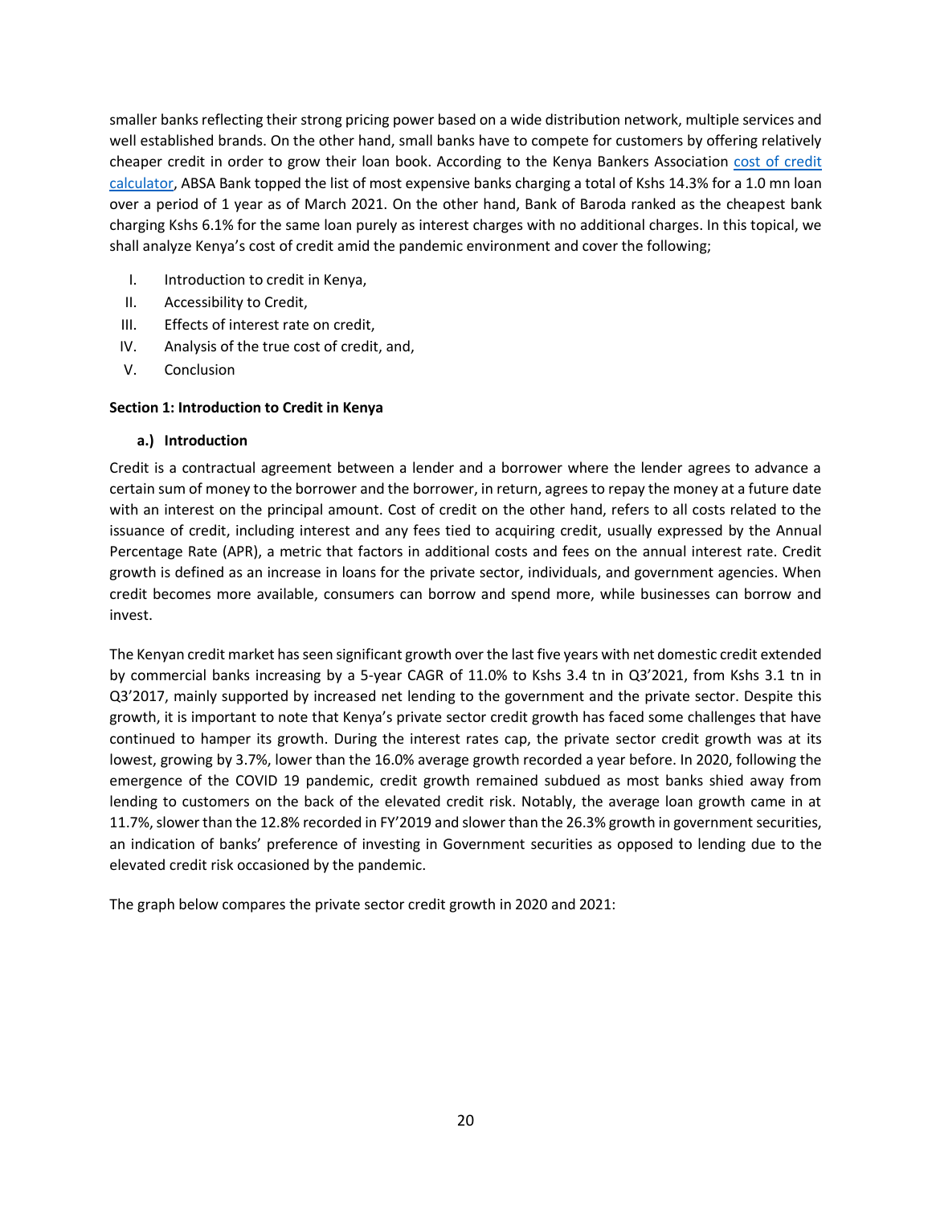smaller banks reflecting their strong pricing power based on a wide distribution network, multiple services and well established brands. On the other hand, small banks have to compete for customers by offering relatively cheaper credit in order to grow their loan book. According to the Kenya Bankers Association [cost of credit calculator](), ABSA Bank topped the list of most expensive banks charging a total of Kshs 14.3% for a 1.0 mn loan over a period of 1 year as of March 2021. On the other hand, Bank of Baroda ranked as the cheapest bank charging Kshs 6.1% for the same loan purely as interest charges with no additional charges. In this topical, we shall analyze Kenya's cost of credit amid the pandemic environment and cover the following;

I. Introduction to credit in Kenya,
II. Accessibility to Credit,
III. Effects of interest rate on credit,
IV. Analysis of the true cost of credit, and,
V. Conclusion

**Section 1: Introduction to Credit in Kenya**

**a.) Introduction**

Credit is a contractual agreement between a lender and a borrower where the lender agrees to advance a certain sum of money to the borrower and the borrower, in return, agrees to repay the money at a future date with an interest on the principal amount. Cost of credit on the other hand, refers to all costs related to the issuance of credit, including interest and any fees tied to acquiring credit, usually expressed by the Annual Percentage Rate (APR), a metric that factors in additional costs and fees on the annual interest rate. Credit growth is defined as an increase in loans for the private sector, individuals, and government agencies. When credit becomes more available, consumers can borrow and spend more, while businesses can borrow and invest.

The Kenyan credit market has seen significant growth over the last five years with net domestic credit extended by commercial banks increasing by a 5-year CAGR of 11.0% to Kshs 3.4 tn in Q3'2021, from Kshs 3.1 tn in Q3'2017, mainly supported by increased net lending to the government and the private sector. Despite this growth, it is important to note that Kenya's private sector credit growth has faced some challenges that have continued to hamper its growth. During the interest rates cap, the private sector credit growth was at its lowest, growing by 3.7%, lower than the 16.0% average growth recorded a year before. In 2020, following the emergence of the COVID 19 pandemic, credit growth remained subdued as most banks shied away from lending to customers on the back of the elevated credit risk. Notably, the average loan growth came in at 11.7%, slower than the 12.8% recorded in FY'2019 and slower than the 26.3% growth in government securities, an indication of banks' preference of investing in Government securities as opposed to lending due to the elevated credit risk occasioned by the pandemic.

The graph below compares the private sector credit growth in 2020 and 2021: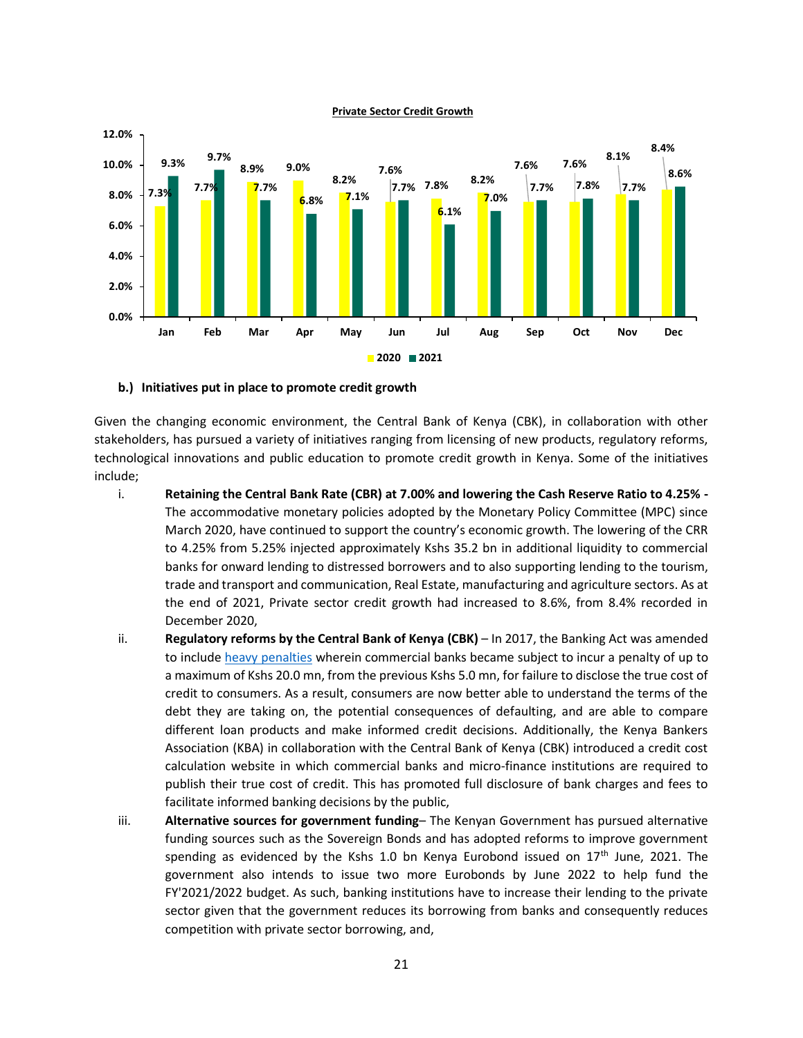**Private Sector Credit Growth**

| Month | 2020 | 2021 |
|---|---|---|
| Jan | 7.3% | 9.3% |
| Feb | 7.7% | 9.7% |
| Mar | 8.9% | 7.7% |
| Apr | 9.0% | 6.8% |
| May | 8.2% | 7.1% |
| Jun | 7.6% | 7.7% |
| Jul | 7.8% | 6.1% |
| Aug | 8.2% | 7.0% |
| Sep | 7.6% | 7.7% |
| Oct | 7.6% | 7.8% |
| Nov | 8.1% | 7.7% |
| Dec | 8.4% | 8.6% |

#### b.) Initiatives put in place to promote credit growth

Given the changing economic environment, the Central Bank of Kenya (CBK), in collaboration with other stakeholders, has pursued a variety of initiatives ranging from licensing of new products, regulatory reforms, technological innovations and public education to promote credit growth in Kenya. Some of the initiatives include;

i. **Retaining the Central Bank Rate (CBR) at 7.00% and lowering the Cash Reserve Ratio to 4.25% -** The accommodative monetary policies adopted by the Monetary Policy Committee (MPC) since March 2020, have continued to support the country's economic growth. The lowering of the CRR to 4.25% from 5.25% injected approximately Kshs 35.2 bn in additional liquidity to commercial banks for onward lending to distressed borrowers and to also supporting lending to the tourism, trade and transport and communication, Real Estate, manufacturing and agriculture sectors. As at the end of 2021, Private sector credit growth had increased to 8.6%, from 8.4% recorded in December 2020,

ii. **Regulatory reforms by the Central Bank of Kenya (CBK)** – In 2017, the Banking Act was amended to include heavy penalties wherein commercial banks became subject to incur a penalty of up to a maximum of Kshs 20.0 mn, from the previous Kshs 5.0 mn, for failure to disclose the true cost of credit to consumers. As a result, consumers are now better able to understand the terms of the debt they are taking on, the potential consequences of defaulting, and are able to compare different loan products and make informed credit decisions. Additionally, the Kenya Bankers Association (KBA) in collaboration with the Central Bank of Kenya (CBK) introduced a credit cost calculation website in which commercial banks and micro-finance institutions are required to publish their true cost of credit. This has promoted full disclosure of bank charges and fees to facilitate informed banking decisions by the public,

iii. **Alternative sources for government funding**– The Kenyan Government has pursued alternative funding sources such as the Sovereign Bonds and has adopted reforms to improve government spending as evidenced by the Kshs 1.0 bn Kenya Eurobond issued on 17th June, 2021. The government also intends to issue two more Eurobonds by June 2022 to help fund the FY'2021/2022 budget. As such, banking institutions have to increase their lending to the private sector given that the government reduces its borrowing from banks and consequently reduces competition with private sector borrowing, and,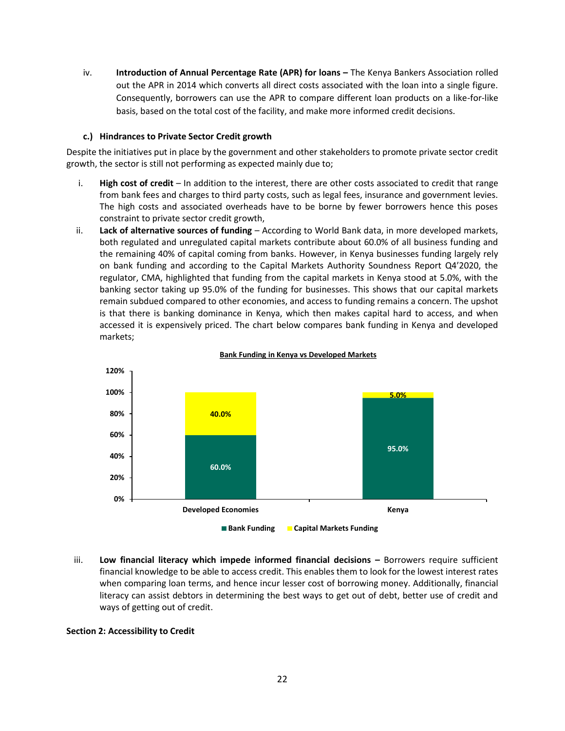iv. **Introduction of Annual Percentage Rate (APR) for loans –** The Kenya Bankers Association rolled out the APR in 2014 which converts all direct costs associated with the loan into a single figure. Consequently, borrowers can use the APR to compare different loan products on a like-for-like basis, based on the total cost of the facility, and make more informed credit decisions.

### c.) Hindrances to Private Sector Credit growth

Despite the initiatives put in place by the government and other stakeholders to promote private sector credit growth, the sector is still not performing as expected mainly due to;

i. **High cost of credit** – In addition to the interest, there are other costs associated to credit that range from bank fees and charges to third party costs, such as legal fees, insurance and government levies. The high costs and associated overheads have to be borne by fewer borrowers hence this poses constraint to private sector credit growth,

ii. **Lack of alternative sources of funding** – According to World Bank data, in more developed markets, both regulated and unregulated capital markets contribute about 60.0% of all business funding and the remaining 40% of capital coming from banks. However, in Kenya businesses funding largely rely on bank funding and according to the Capital Markets Authority Soundness Report Q4'2020, the regulator, CMA, highlighted that funding from the capital markets in Kenya stood at 5.0%, with the banking sector taking up 95.0% of the funding for businesses. This shows that our capital markets remain subdued compared to other economies, and access to funding remains a concern. The upshot is that there is banking dominance in Kenya, which then makes capital hard to access, and when accessed it is expensively priced. The chart below compares bank funding in Kenya and developed markets;

**Bank Funding in Kenya vs Developed Markets**

| | Bank Funding | Capital Markets Funding |
|---|---|---|
| Developed Economies | 60.0% | 40.0% |
| Kenya | 95.0% | 5.0% |

iii. **Low financial literacy which impede informed financial decisions –** Borrowers require sufficient financial knowledge to be able to access credit. This enables them to look for the lowest interest rates when comparing loan terms, and hence incur lesser cost of borrowing money. Additionally, financial literacy can assist debtors in determining the best ways to get out of debt, better use of credit and ways of getting out of credit.

## Section 2: Accessibility to Credit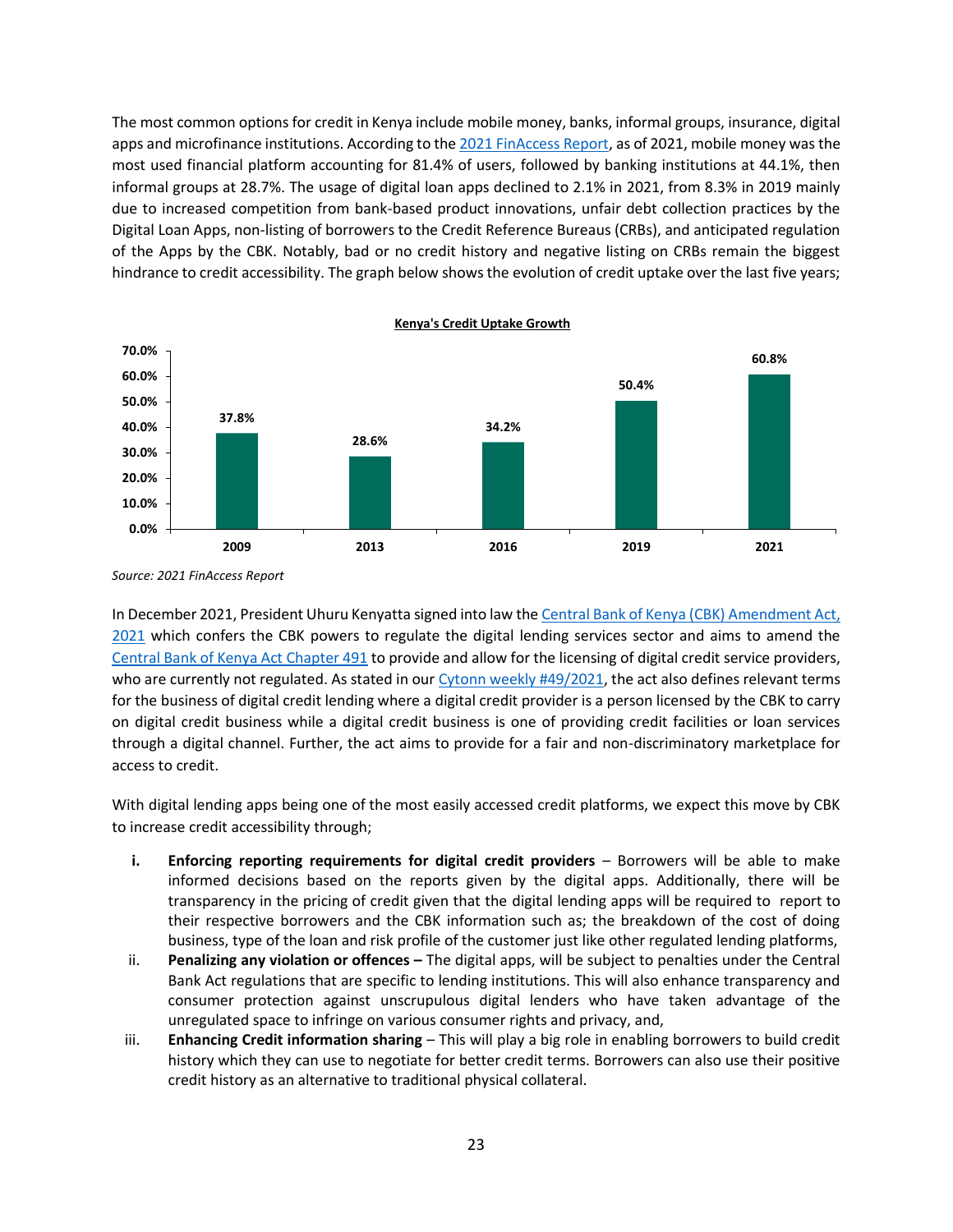The most common options for credit in Kenya include mobile money, banks, informal groups, insurance, digital apps and microfinance institutions. According to the [2021 FinAccess Report](), as of 2021, mobile money was the most used financial platform accounting for 81.4% of users, followed by banking institutions at 44.1%, then informal groups at 28.7%. The usage of digital loan apps declined to 2.1% in 2021, from 8.3% in 2019 mainly due to increased competition from bank-based product innovations, unfair debt collection practices by the Digital Loan Apps, non-listing of borrowers to the Credit Reference Bureaus (CRBs), and anticipated regulation of the Apps by the CBK. Notably, bad or no credit history and negative listing on CRBs remain the biggest hindrance to credit accessibility. The graph below shows the evolution of credit uptake over the last five years;

**Kenya's Credit Uptake Growth**

| Year | Credit Uptake |
|---|---|
| 2009 | 37.8% |
| 2013 | 28.6% |
| 2016 | 34.2% |
| 2019 | 50.4% |
| 2021 | 60.8% |

*Source: 2021 FinAccess Report*

In December 2021, President Uhuru Kenyatta signed into law the Central Bank of Kenya (CBK) Amendment Act, 2021 which confers the CBK powers to regulate the digital lending services sector and aims to amend the Central Bank of Kenya Act Chapter 491 to provide and allow for the licensing of digital credit service providers, who are currently not regulated. As stated in our Cytonn weekly #49/2021, the act also defines relevant terms for the business of digital credit lending where a digital credit provider is a person licensed by the CBK to carry on digital credit business while a digital credit business is one of providing credit facilities or loan services through a digital channel. Further, the act aims to provide for a fair and non-discriminatory marketplace for access to credit.

With digital lending apps being one of the most easily accessed credit platforms, we expect this move by CBK to increase credit accessibility through;

i. **Enforcing reporting requirements for digital credit providers** – Borrowers will be able to make informed decisions based on the reports given by the digital apps. Additionally, there will be transparency in the pricing of credit given that the digital lending apps will be required to report to their respective borrowers and the CBK information such as; the breakdown of the cost of doing business, type of the loan and risk profile of the customer just like other regulated lending platforms,

ii. **Penalizing any violation or offences –** The digital apps, will be subject to penalties under the Central Bank Act regulations that are specific to lending institutions. This will also enhance transparency and consumer protection against unscrupulous digital lenders who have taken advantage of the unregulated space to infringe on various consumer rights and privacy, and,

iii. **Enhancing Credit information sharing** – This will play a big role in enabling borrowers to build credit history which they can use to negotiate for better credit terms. Borrowers can also use their positive credit history as an alternative to traditional physical collateral.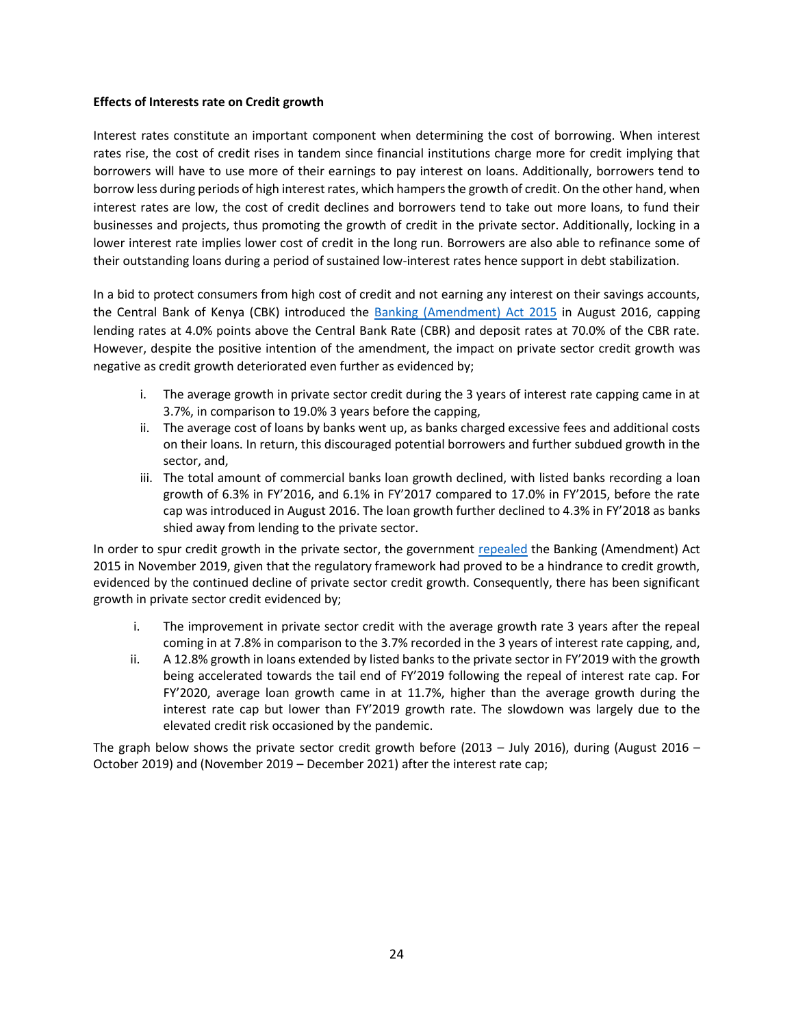**Effects of Interests rate on Credit growth**

Interest rates constitute an important component when determining the cost of borrowing. When interest rates rise, the cost of credit rises in tandem since financial institutions charge more for credit implying that borrowers will have to use more of their earnings to pay interest on loans. Additionally, borrowers tend to borrow less during periods of high interest rates, which hampers the growth of credit. On the other hand, when interest rates are low, the cost of credit declines and borrowers tend to take out more loans, to fund their businesses and projects, thus promoting the growth of credit in the private sector. Additionally, locking in a lower interest rate implies lower cost of credit in the long run. Borrowers are also able to refinance some of their outstanding loans during a period of sustained low-interest rates hence support in debt stabilization.

In a bid to protect consumers from high cost of credit and not earning any interest on their savings accounts, the Central Bank of Kenya (CBK) introduced the Banking (Amendment) Act 2015 in August 2016, capping lending rates at 4.0% points above the Central Bank Rate (CBR) and deposit rates at 70.0% of the CBR rate. However, despite the positive intention of the amendment, the impact on private sector credit growth was negative as credit growth deteriorated even further as evidenced by;

i. The average growth in private sector credit during the 3 years of interest rate capping came in at 3.7%, in comparison to 19.0% 3 years before the capping,
ii. The average cost of loans by banks went up, as banks charged excessive fees and additional costs on their loans. In return, this discouraged potential borrowers and further subdued growth in the sector, and,
iii. The total amount of commercial banks loan growth declined, with listed banks recording a loan growth of 6.3% in FY'2016, and 6.1% in FY'2017 compared to 17.0% in FY'2015, before the rate cap was introduced in August 2016. The loan growth further declined to 4.3% in FY'2018 as banks shied away from lending to the private sector.

In order to spur credit growth in the private sector, the government repealed the Banking (Amendment) Act 2015 in November 2019, given that the regulatory framework had proved to be a hindrance to credit growth, evidenced by the continued decline of private sector credit growth. Consequently, there has been significant growth in private sector credit evidenced by;

i. The improvement in private sector credit with the average growth rate 3 years after the repeal coming in at 7.8% in comparison to the 3.7% recorded in the 3 years of interest rate capping, and,
ii. A 12.8% growth in loans extended by listed banks to the private sector in FY'2019 with the growth being accelerated towards the tail end of FY'2019 following the repeal of interest rate cap. For FY'2020, average loan growth came in at 11.7%, higher than the average growth during the interest rate cap but lower than FY'2019 growth rate. The slowdown was largely due to the elevated credit risk occasioned by the pandemic.

The graph below shows the private sector credit growth before (2013 – July 2016), during (August 2016 – October 2019) and (November 2019 – December 2021) after the interest rate cap;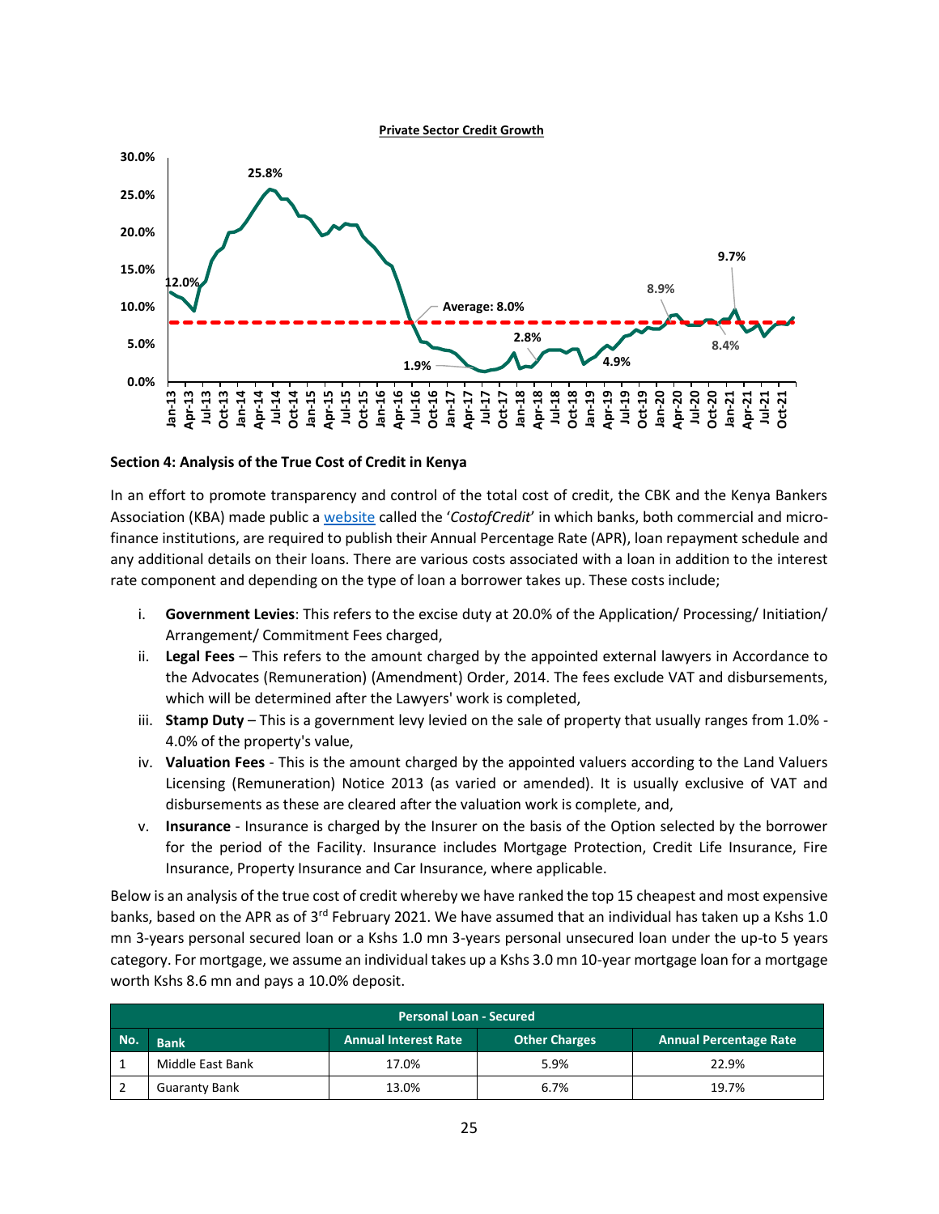**Private Sector Credit Growth**

Section 4: Analysis of the True Cost of Credit in Kenya

In an effort to promote transparency and control of the total cost of credit, the CBK and the Kenya Bankers Association (KBA) made public a website called the '*CostofCredit*' in which banks, both commercial and micro-finance institutions, are required to publish their Annual Percentage Rate (APR), loan repayment schedule and any additional details on their loans. There are various costs associated with a loan in addition to the interest rate component and depending on the type of loan a borrower takes up. These costs include;

i. **Government Levies**: This refers to the excise duty at 20.0% of the Application/ Processing/ Initiation/ Arrangement/ Commitment Fees charged,
ii. **Legal Fees** – This refers to the amount charged by the appointed external lawyers in Accordance to the Advocates (Remuneration) (Amendment) Order, 2014. The fees exclude VAT and disbursements, which will be determined after the Lawyers' work is completed,
iii. **Stamp Duty** – This is a government levy levied on the sale of property that usually ranges from 1.0% - 4.0% of the property's value,
iv. **Valuation Fees** - This is the amount charged by the appointed valuers according to the Land Valuers Licensing (Remuneration) Notice 2013 (as varied or amended). It is usually exclusive of VAT and disbursements as these are cleared after the valuation work is complete, and,
v. **Insurance** - Insurance is charged by the Insurer on the basis of the Option selected by the borrower for the period of the Facility. Insurance includes Mortgage Protection, Credit Life Insurance, Fire Insurance, Property Insurance and Car Insurance, where applicable.

Below is an analysis of the true cost of credit whereby we have ranked the top 15 cheapest and most expensive banks, based on the APR as of 3rd February 2021. We have assumed that an individual has taken up a Kshs 1.0 mn 3-years personal secured loan or a Kshs 1.0 mn 3-years personal unsecured loan under the up-to 5 years category. For mortgage, we assume an individual takes up a Kshs 3.0 mn 10-year mortgage loan for a mortgage worth Kshs 8.6 mn and pays a 10.0% deposit.

| Personal Loan - Secured | | | | |
|---|---|---|---|---|
| **No.** | **Bank** | **Annual Interest Rate** | **Other Charges** | **Annual Percentage Rate** |
| 1 | Middle East Bank | 17.0% | 5.9% | 22.9% |
| 2 | Guaranty Bank | 13.0% | 6.7% | 19.7% |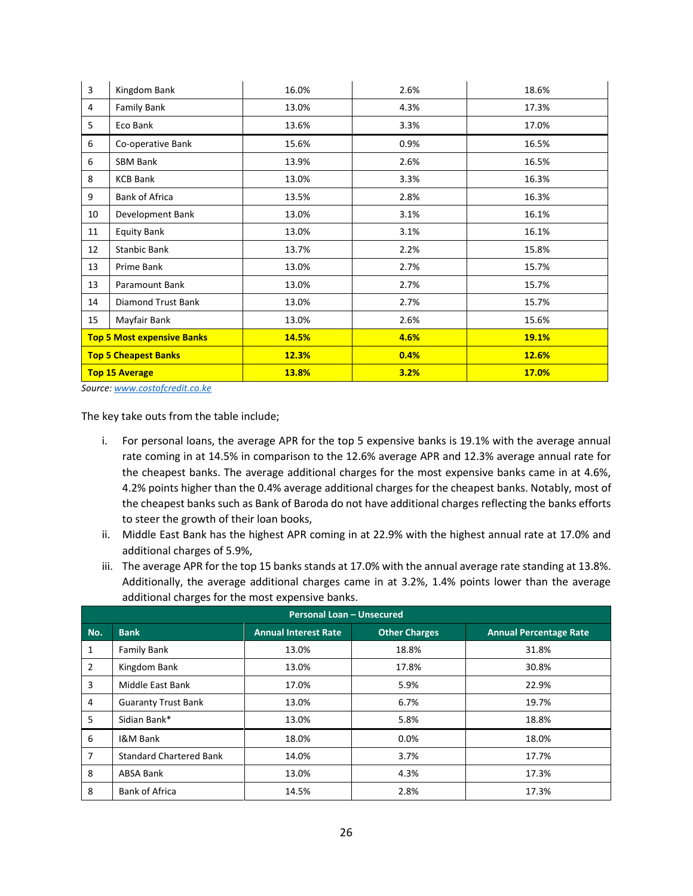| 3 | Kingdom Bank | 16.0% | 2.6% | 18.6% |
|---|---|---|---|---|
| 4 | Family Bank | 13.0% | 4.3% | 17.3% |
| 5 | Eco Bank | 13.6% | 3.3% | 17.0% |
| 6 | Co-operative Bank | 15.6% | 0.9% | 16.5% |
| 6 | SBM Bank | 13.9% | 2.6% | 16.5% |
| 8 | KCB Bank | 13.0% | 3.3% | 16.3% |
| 9 | Bank of Africa | 13.5% | 2.8% | 16.3% |
| 10 | Development Bank | 13.0% | 3.1% | 16.1% |
| 11 | Equity Bank | 13.0% | 3.1% | 16.1% |
| 12 | Stanbic Bank | 13.7% | 2.2% | 15.8% |
| 13 | Prime Bank | 13.0% | 2.7% | 15.7% |
| 13 | Paramount Bank | 13.0% | 2.7% | 15.7% |
| 14 | Diamond Trust Bank | 13.0% | 2.7% | 15.7% |
| 15 | Mayfair Bank | 13.0% | 2.6% | 15.6% |
| **Top 5 Most expensive Banks** | | **14.5%** | **4.6%** | **19.1%** |
| **Top 5 Cheapest Banks** | | **12.3%** | **0.4%** | **12.6%** |
| **Top 15 Average** | | **13.8%** | **3.2%** | **17.0%** |

*Source: www.costofcredit.co.ke*

The key take outs from the table include;

i. For personal loans, the average APR for the top 5 expensive banks is 19.1% with the average annual rate coming in at 14.5% in comparison to the 12.6% average APR and 12.3% average annual rate for the cheapest banks. The average additional charges for the most expensive banks came in at 4.6%, 4.2% points higher than the 0.4% average additional charges for the cheapest banks. Notably, most of the cheapest banks such as Bank of Baroda do not have additional charges reflecting the banks efforts to steer the growth of their loan books,
ii. Middle East Bank has the highest APR coming in at 22.9% with the highest annual rate at 17.0% and additional charges of 5.9%,
iii. The average APR for the top 15 banks stands at 17.0% with the annual average rate standing at 13.8%. Additionally, the average additional charges came in at 3.2%, 1.4% points lower than the average additional charges for the most expensive banks.

| Personal Loan – Unsecured | | | | |
|---|---|---|---|---|
| **No.** | **Bank** | **Annual Interest Rate** | **Other Charges** | **Annual Percentage Rate** |
| 1 | Family Bank | 13.0% | 18.8% | 31.8% |
| 2 | Kingdom Bank | 13.0% | 17.8% | 30.8% |
| 3 | Middle East Bank | 17.0% | 5.9% | 22.9% |
| 4 | Guaranty Trust Bank | 13.0% | 6.7% | 19.7% |
| 5 | Sidian Bank* | 13.0% | 5.8% | 18.8% |
| 6 | I&M Bank | 18.0% | 0.0% | 18.0% |
| 7 | Standard Chartered Bank | 14.0% | 3.7% | 17.7% |
| 8 | ABSA Bank | 13.0% | 4.3% | 17.3% |
| 8 | Bank of Africa | 14.5% | 2.8% | 17.3% |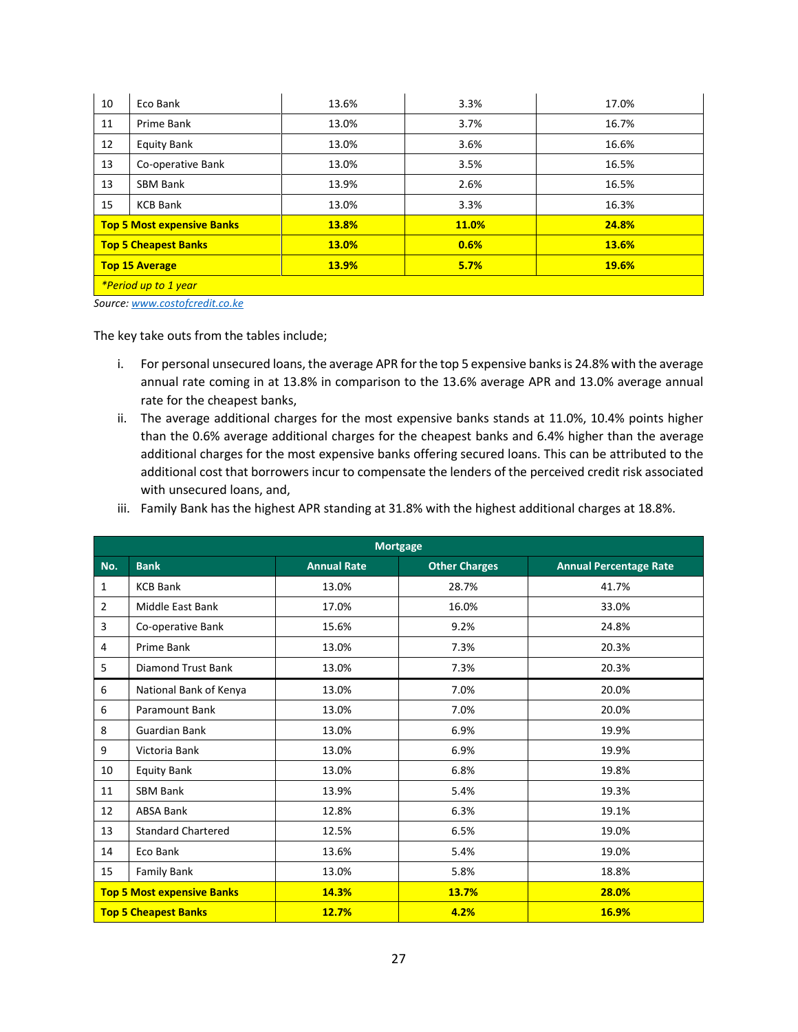| 10 | Eco Bank | 13.6% | 3.3% | 17.0% |
|---|---|---|---|---|
| 11 | Prime Bank | 13.0% | 3.7% | 16.7% |
| 12 | Equity Bank | 13.0% | 3.6% | 16.6% |
| 13 | Co-operative Bank | 13.0% | 3.5% | 16.5% |
| 13 | SBM Bank | 13.9% | 2.6% | 16.5% |
| 15 | KCB Bank | 13.0% | 3.3% | 16.3% |
| **Top 5 Most expensive Banks** | | **13.8%** | **11.0%** | **24.8%** |
| **Top 5 Cheapest Banks** | | **13.0%** | **0.6%** | **13.6%** |
| **Top 15 Average** | | **13.9%** | **5.7%** | **19.6%** |
| *\*Period up to 1 year* | | | | |

Source: www.costofcredit.co.ke

The key take outs from the tables include;

i. For personal unsecured loans, the average APR for the top 5 expensive banks is 24.8% with the average annual rate coming in at 13.8% in comparison to the 13.6% average APR and 13.0% average annual rate for the cheapest banks,
ii. The average additional charges for the most expensive banks stands at 11.0%, 10.4% points higher than the 0.6% average additional charges for the cheapest banks and 6.4% higher than the average additional charges for the most expensive banks offering secured loans. This can be attributed to the additional cost that borrowers incur to compensate the lenders of the perceived credit risk associated with unsecured loans, and,
iii. Family Bank has the highest APR standing at 31.8% with the highest additional charges at 18.8%.

| Mortgage | | | | |
|---|---|---|---|---|
| **No.** | **Bank** | **Annual Rate** | **Other Charges** | **Annual Percentage Rate** |
| 1 | KCB Bank | 13.0% | 28.7% | 41.7% |
| 2 | Middle East Bank | 17.0% | 16.0% | 33.0% |
| 3 | Co-operative Bank | 15.6% | 9.2% | 24.8% |
| 4 | Prime Bank | 13.0% | 7.3% | 20.3% |
| 5 | Diamond Trust Bank | 13.0% | 7.3% | 20.3% |
| 6 | National Bank of Kenya | 13.0% | 7.0% | 20.0% |
| 6 | Paramount Bank | 13.0% | 7.0% | 20.0% |
| 8 | Guardian Bank | 13.0% | 6.9% | 19.9% |
| 9 | Victoria Bank | 13.0% | 6.9% | 19.9% |
| 10 | Equity Bank | 13.0% | 6.8% | 19.8% |
| 11 | SBM Bank | 13.9% | 5.4% | 19.3% |
| 12 | ABSA Bank | 12.8% | 6.3% | 19.1% |
| 13 | Standard Chartered | 12.5% | 6.5% | 19.0% |
| 14 | Eco Bank | 13.6% | 5.4% | 19.0% |
| 15 | Family Bank | 13.0% | 5.8% | 18.8% |
| **Top 5 Most expensive Banks** | | **14.3%** | **13.7%** | **28.0%** |
| **Top 5 Cheapest Banks** | | **12.7%** | **4.2%** | **16.9%** |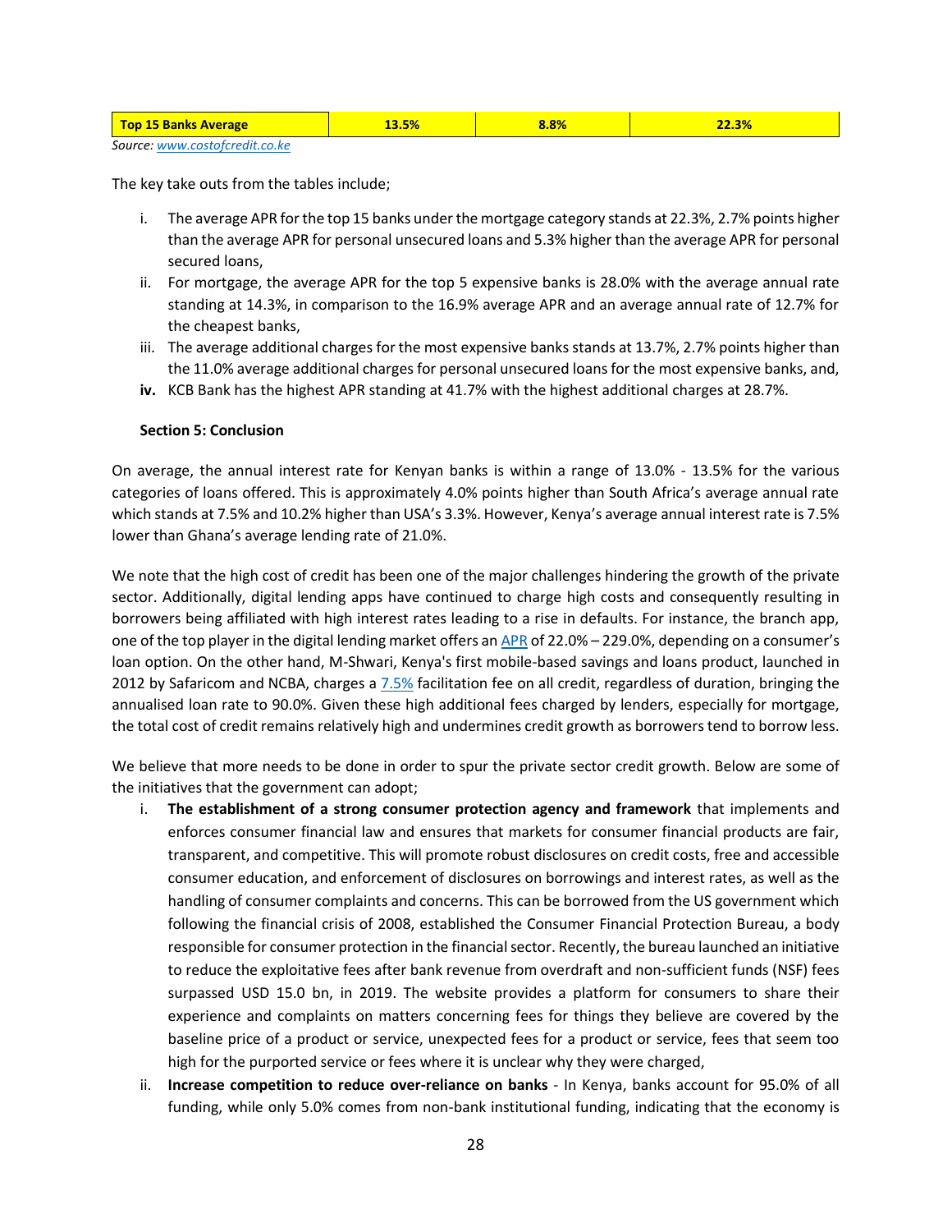| **Top 15 Banks Average** | **13.5%** | **8.8%** | **22.3%** |
|---|---|---|---|

*Source: www.costofcredit.co.ke*

The key take outs from the tables include;

i. The average APR for the top 15 banks under the mortgage category stands at 22.3%, 2.7% points higher than the average APR for personal unsecured loans and 5.3% higher than the average APR for personal secured loans,
ii. For mortgage, the average APR for the top 5 expensive banks is 28.0% with the average annual rate standing at 14.3%, in comparison to the 16.9% average APR and an average annual rate of 12.7% for the cheapest banks,
iii. The average additional charges for the most expensive banks stands at 13.7%, 2.7% points higher than the 11.0% average additional charges for personal unsecured loans for the most expensive banks, and,
**iv.** KCB Bank has the highest APR standing at 41.7% with the highest additional charges at 28.7%.

**Section 5: Conclusion**

On average, the annual interest rate for Kenyan banks is within a range of 13.0% - 13.5% for the various categories of loans offered. This is approximately 4.0% points higher than South Africa's average annual rate which stands at 7.5% and 10.2% higher than USA's 3.3%. However, Kenya's average annual interest rate is 7.5% lower than Ghana's average lending rate of 21.0%.

We note that the high cost of credit has been one of the major challenges hindering the growth of the private sector. Additionally, digital lending apps have continued to charge high costs and consequently resulting in borrowers being affiliated with high interest rates leading to a rise in defaults. For instance, the branch app, one of the top player in the digital lending market offers an APR of 22.0% – 229.0%, depending on a consumer's loan option. On the other hand, M-Shwari, Kenya's first mobile-based savings and loans product, launched in 2012 by Safaricom and NCBA, charges a 7.5% facilitation fee on all credit, regardless of duration, bringing the annualised loan rate to 90.0%. Given these high additional fees charged by lenders, especially for mortgage, the total cost of credit remains relatively high and undermines credit growth as borrowers tend to borrow less.

We believe that more needs to be done in order to spur the private sector credit growth. Below are some of the initiatives that the government can adopt;

i. **The establishment of a strong consumer protection agency and framework** that implements and enforces consumer financial law and ensures that markets for consumer financial products are fair, transparent, and competitive. This will promote robust disclosures on credit costs, free and accessible consumer education, and enforcement of disclosures on borrowings and interest rates, as well as the handling of consumer complaints and concerns. This can be borrowed from the US government which following the financial crisis of 2008, established the Consumer Financial Protection Bureau, a body responsible for consumer protection in the financial sector. Recently, the bureau launched an initiative to reduce the exploitative fees after bank revenue from overdraft and non-sufficient funds (NSF) fees surpassed USD 15.0 bn, in 2019. The website provides a platform for consumers to share their experience and complaints on matters concerning fees for things they believe are covered by the baseline price of a product or service, unexpected fees for a product or service, fees that seem too high for the purported service or fees where it is unclear why they were charged,
ii. **Increase competition to reduce over-reliance on banks** - In Kenya, banks account for 95.0% of all funding, while only 5.0% comes from non-bank institutional funding, indicating that the economy is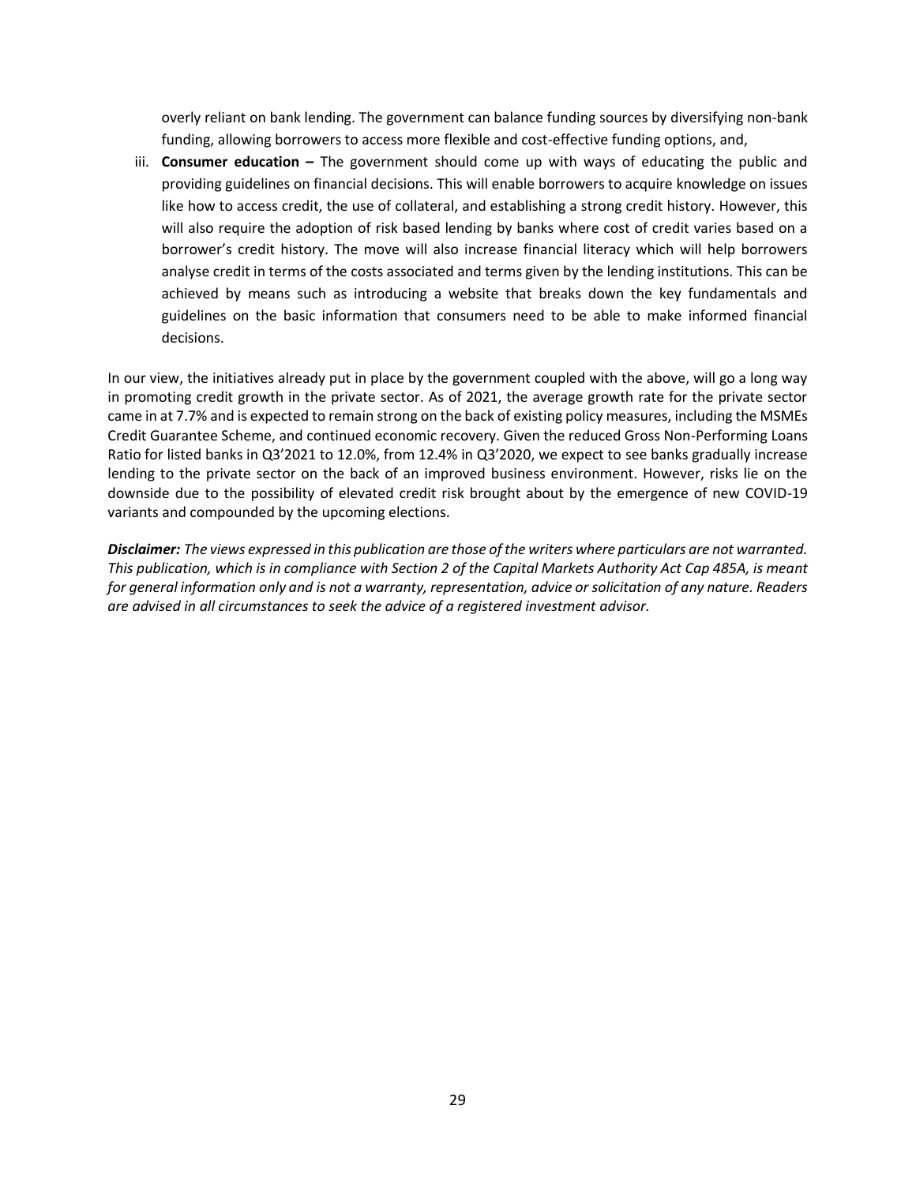overly reliant on bank lending. The government can balance funding sources by diversifying non-bank funding, allowing borrowers to access more flexible and cost-effective funding options, and,

iii. **Consumer education –** The government should come up with ways of educating the public and providing guidelines on financial decisions. This will enable borrowers to acquire knowledge on issues like how to access credit, the use of collateral, and establishing a strong credit history. However, this will also require the adoption of risk based lending by banks where cost of credit varies based on a borrower's credit history. The move will also increase financial literacy which will help borrowers analyse credit in terms of the costs associated and terms given by the lending institutions. This can be achieved by means such as introducing a website that breaks down the key fundamentals and guidelines on the basic information that consumers need to be able to make informed financial decisions.

In our view, the initiatives already put in place by the government coupled with the above, will go a long way in promoting credit growth in the private sector. As of 2021, the average growth rate for the private sector came in at 7.7% and is expected to remain strong on the back of existing policy measures, including the MSMEs Credit Guarantee Scheme, and continued economic recovery. Given the reduced Gross Non-Performing Loans Ratio for listed banks in Q3'2021 to 12.0%, from 12.4% in Q3'2020, we expect to see banks gradually increase lending to the private sector on the back of an improved business environment. However, risks lie on the downside due to the possibility of elevated credit risk brought about by the emergence of new COVID-19 variants and compounded by the upcoming elections.

***Disclaimer:*** *The views expressed in this publication are those of the writers where particulars are not warranted. This publication, which is in compliance with Section 2 of the Capital Markets Authority Act Cap 485A, is meant for general information only and is not a warranty, representation, advice or solicitation of any nature. Readers are advised in all circumstances to seek the advice of a registered investment advisor.*